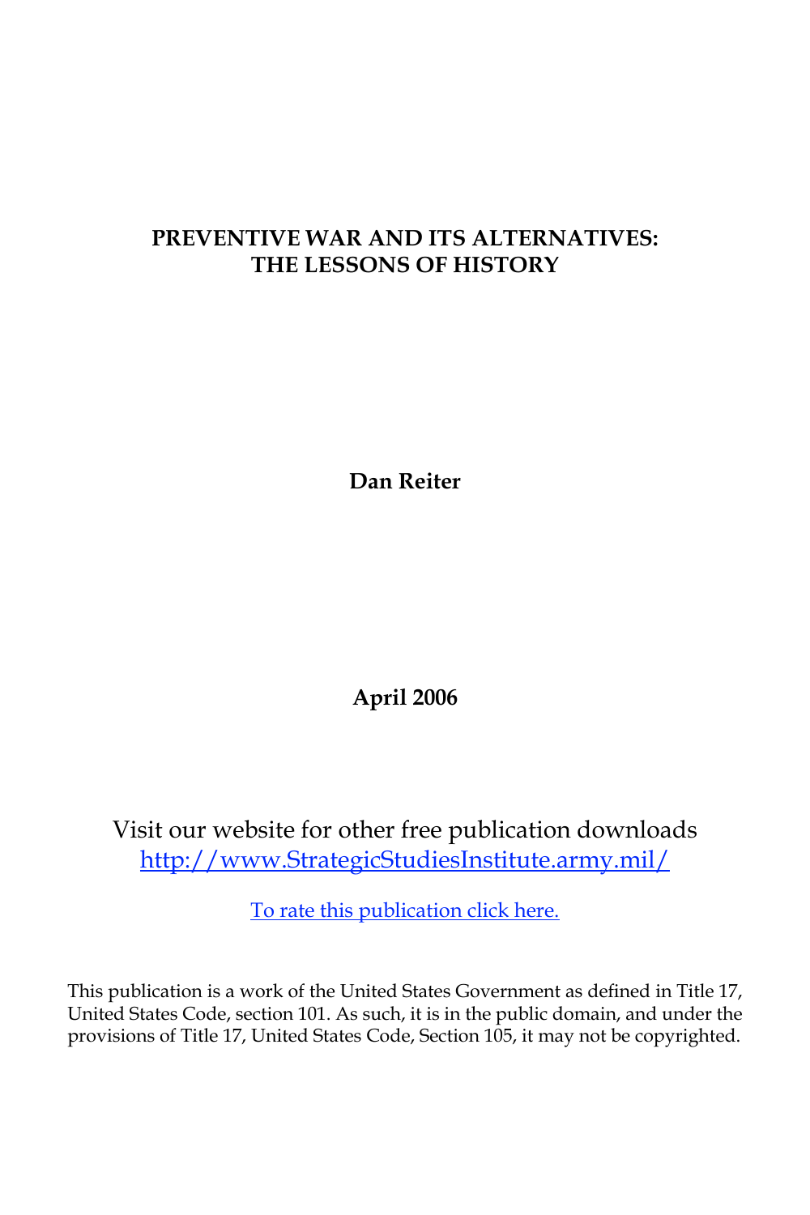# PREVENTIVE WAR AND ITS ALTERNATIVES: THE LESSONS OF HISTORY

**Dan Reiter**

**April 2006**

Visit our website for other free publication downloads
[http://www.StrategicStudiesInstitute.army.mil/](http://www.StrategicStudiesInstitute.army.mil/)

To rate this publication click here.

This publication is a work of the United States Government as defined in Title 17, United States Code, section 101. As such, it is in the public domain, and under the provisions of Title 17, United States Code, Section 105, it may not be copyrighted.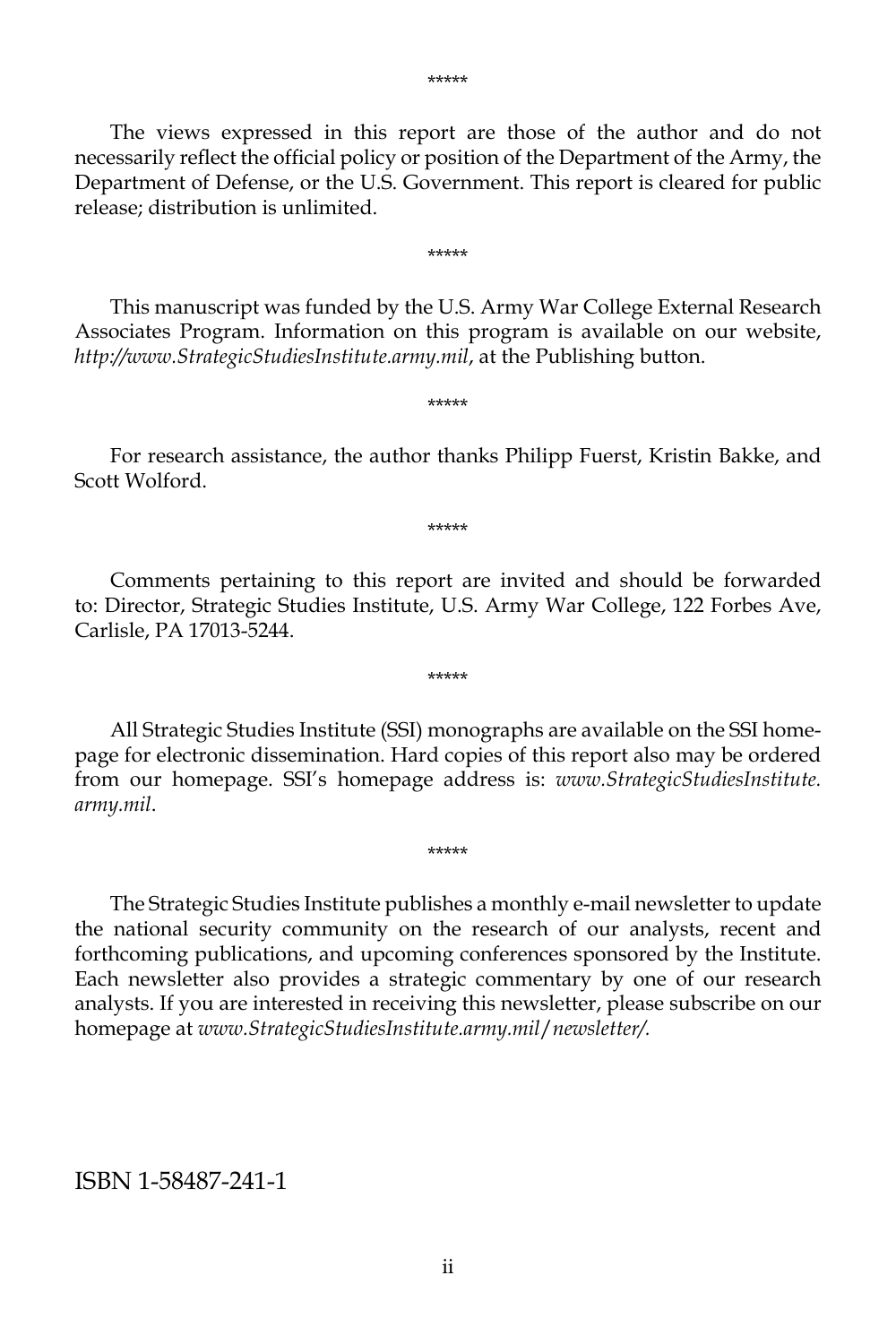*****

The views expressed in this report are those of the author and do not necessarily reflect the official policy or position of the Department of the Army, the Department of Defense, or the U.S. Government. This report is cleared for public release; distribution is unlimited.

*****

This manuscript was funded by the U.S. Army War College External Research Associates Program. Information on this program is available on our website, *http://www.StrategicStudiesInstitute.army.mil*, at the Publishing button.

*****

For research assistance, the author thanks Philipp Fuerst, Kristin Bakke, and Scott Wolford.

*****

Comments pertaining to this report are invited and should be forwarded to: Director, Strategic Studies Institute, U.S. Army War College, 122 Forbes Ave, Carlisle, PA 17013-5244.

*****

All Strategic Studies Institute (SSI) monographs are available on the SSI homepage for electronic dissemination. Hard copies of this report also may be ordered from our homepage. SSI's homepage address is: *www.StrategicStudiesInstitute.army.mil*.

*****

The Strategic Studies Institute publishes a monthly e-mail newsletter to update the national security community on the research of our analysts, recent and forthcoming publications, and upcoming conferences sponsored by the Institute. Each newsletter also provides a strategic commentary by one of our research analysts. If you are interested in receiving this newsletter, please subscribe on our homepage at *www.StrategicStudiesInstitute.army.mil/newsletter/.*

ISBN 1-58487-241-1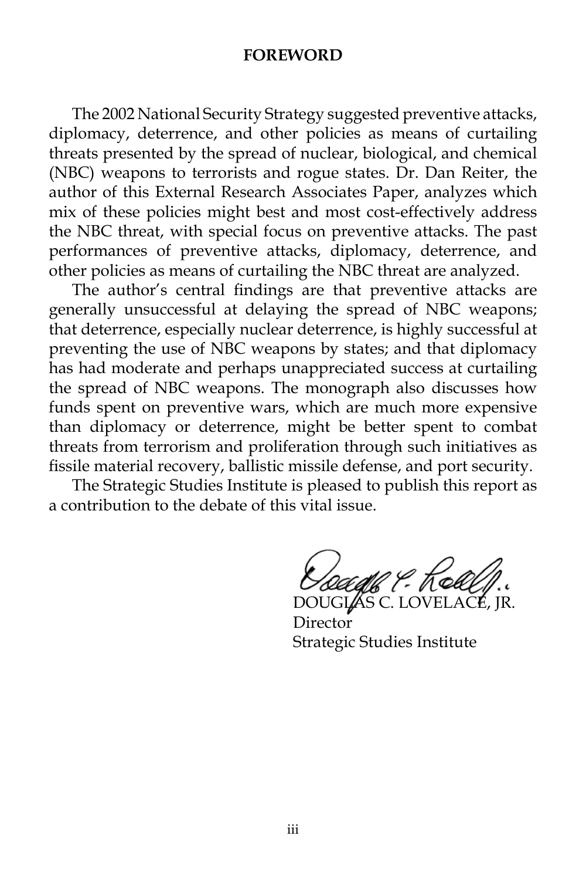## FOREWORD

The 2002 National Security Strategy suggested preventive attacks, diplomacy, deterrence, and other policies as means of curtailing threats presented by the spread of nuclear, biological, and chemical (NBC) weapons to terrorists and rogue states. Dr. Dan Reiter, the author of this External Research Associates Paper, analyzes which mix of these policies might best and most cost-effectively address the NBC threat, with special focus on preventive attacks. The past performances of preventive attacks, diplomacy, deterrence, and other policies as means of curtailing the NBC threat are analyzed.

The author's central findings are that preventive attacks are generally unsuccessful at delaying the spread of NBC weapons; that deterrence, especially nuclear deterrence, is highly successful at preventing the use of NBC weapons by states; and that diplomacy has had moderate and perhaps unappreciated success at curtailing the spread of NBC weapons. The monograph also discusses how funds spent on preventive wars, which are much more expensive than diplomacy or deterrence, might be better spent to combat threats from terrorism and proliferation through such initiatives as fissile material recovery, ballistic missile defense, and port security.

The Strategic Studies Institute is pleased to publish this report as a contribution to the debate of this vital issue.

DOUGLAS C. LOVELACE, JR.
Director
Strategic Studies Institute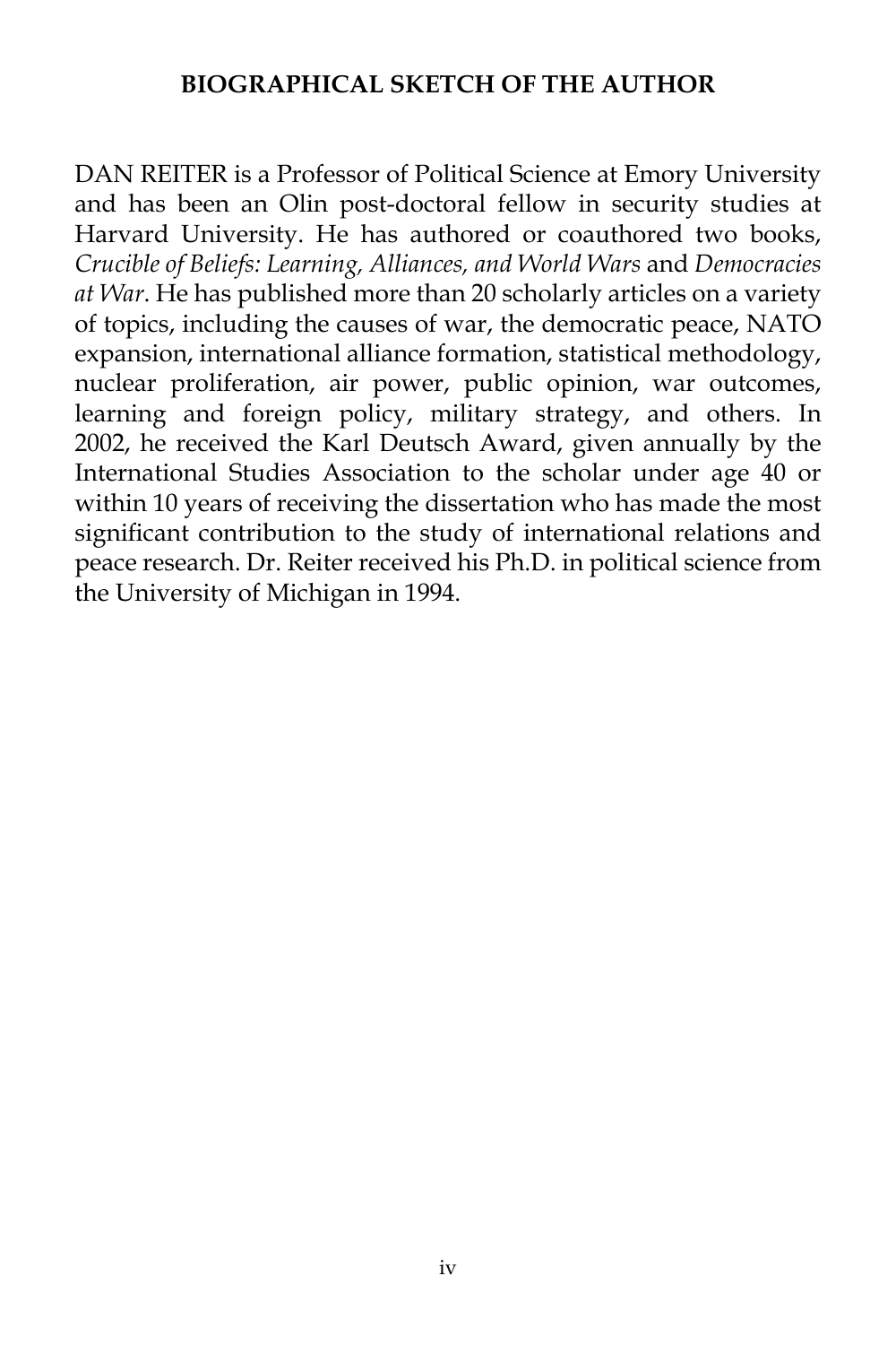## BIOGRAPHICAL SKETCH OF THE AUTHOR

DAN REITER is a Professor of Political Science at Emory University and has been an Olin post-doctoral fellow in security studies at Harvard University. He has authored or coauthored two books, *Crucible of Beliefs: Learning, Alliances, and World Wars* and *Democracies at War*. He has published more than 20 scholarly articles on a variety of topics, including the causes of war, the democratic peace, NATO expansion, international alliance formation, statistical methodology, nuclear proliferation, air power, public opinion, war outcomes, learning and foreign policy, military strategy, and others. In 2002, he received the Karl Deutsch Award, given annually by the International Studies Association to the scholar under age 40 or within 10 years of receiving the dissertation who has made the most significant contribution to the study of international relations and peace research. Dr. Reiter received his Ph.D. in political science from the University of Michigan in 1994.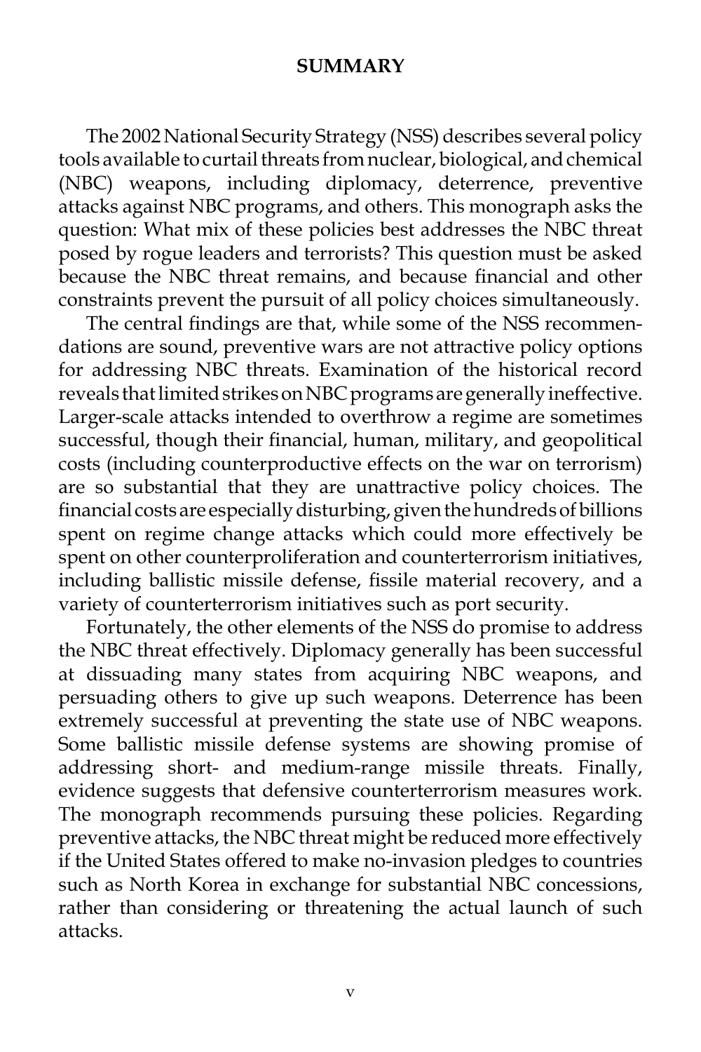## SUMMARY

The 2002 National Security Strategy (NSS) describes several policy tools available to curtail threats from nuclear, biological, and chemical (NBC) weapons, including diplomacy, deterrence, preventive attacks against NBC programs, and others. This monograph asks the question: What mix of these policies best addresses the NBC threat posed by rogue leaders and terrorists? This question must be asked because the NBC threat remains, and because financial and other constraints prevent the pursuit of all policy choices simultaneously.

The central findings are that, while some of the NSS recommendations are sound, preventive wars are not attractive policy options for addressing NBC threats. Examination of the historical record reveals that limited strikes on NBC programs are generally ineffective. Larger-scale attacks intended to overthrow a regime are sometimes successful, though their financial, human, military, and geopolitical costs (including counterproductive effects on the war on terrorism) are so substantial that they are unattractive policy choices. The financial costs are especially disturbing, given the hundreds of billions spent on regime change attacks which could more effectively be spent on other counterproliferation and counterterrorism initiatives, including ballistic missile defense, fissile material recovery, and a variety of counterterrorism initiatives such as port security.

Fortunately, the other elements of the NSS do promise to address the NBC threat effectively. Diplomacy generally has been successful at dissuading many states from acquiring NBC weapons, and persuading others to give up such weapons. Deterrence has been extremely successful at preventing the state use of NBC weapons. Some ballistic missile defense systems are showing promise of addressing short- and medium-range missile threats. Finally, evidence suggests that defensive counterterrorism measures work. The monograph recommends pursuing these policies. Regarding preventive attacks, the NBC threat might be reduced more effectively if the United States offered to make no-invasion pledges to countries such as North Korea in exchange for substantial NBC concessions, rather than considering or threatening the actual launch of such attacks.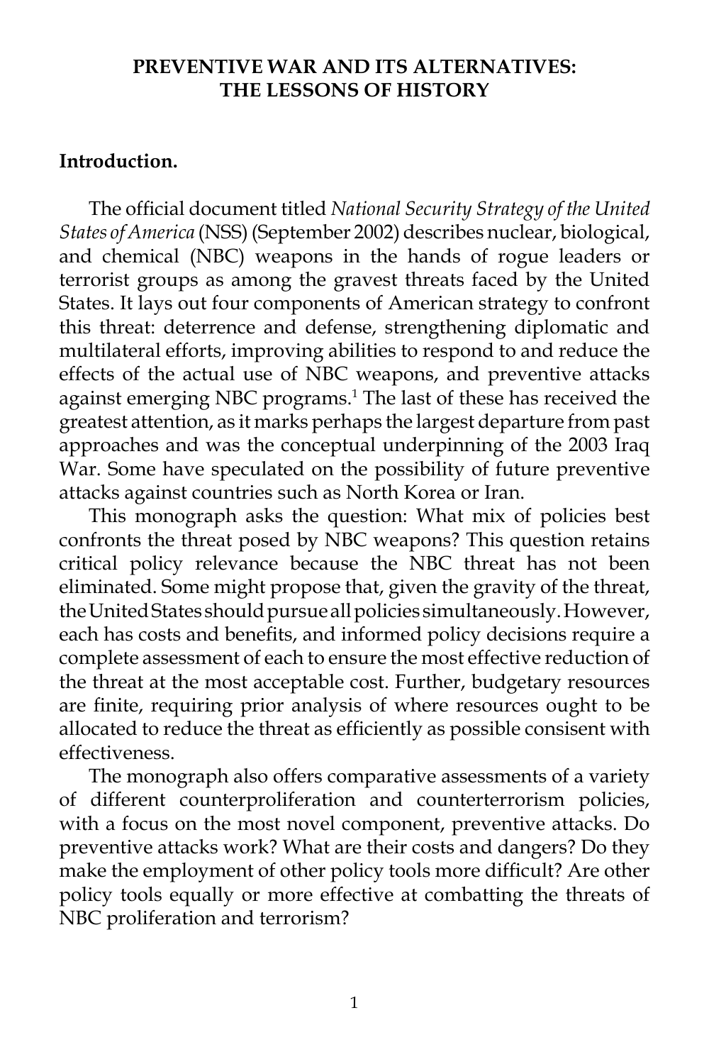# PREVENTIVE WAR AND ITS ALTERNATIVES: THE LESSONS OF HISTORY

## Introduction.

The official document titled *National Security Strategy of the United States of America* (NSS) (September 2002) describes nuclear, biological, and chemical (NBC) weapons in the hands of rogue leaders or terrorist groups as among the gravest threats faced by the United States. It lays out four components of American strategy to confront this threat: deterrence and defense, strengthening diplomatic and multilateral efforts, improving abilities to respond to and reduce the effects of the actual use of NBC weapons, and preventive attacks against emerging NBC programs.[1] The last of these has received the greatest attention, as it marks perhaps the largest departure from past approaches and was the conceptual underpinning of the 2003 Iraq War. Some have speculated on the possibility of future preventive attacks against countries such as North Korea or Iran.

This monograph asks the question: What mix of policies best confronts the threat posed by NBC weapons? This question retains critical policy relevance because the NBC threat has not been eliminated. Some might propose that, given the gravity of the threat, the United States should pursue all policies simultaneously. However, each has costs and benefits, and informed policy decisions require a complete assessment of each to ensure the most effective reduction of the threat at the most acceptable cost. Further, budgetary resources are finite, requiring prior analysis of where resources ought to be allocated to reduce the threat as efficiently as possible consisent with effectiveness.

The monograph also offers comparative assessments of a variety of different counterproliferation and counterterrorism policies, with a focus on the most novel component, preventive attacks. Do preventive attacks work? What are their costs and dangers? Do they make the employment of other policy tools more difficult? Are other policy tools equally or more effective at combatting the threats of NBC proliferation and terrorism?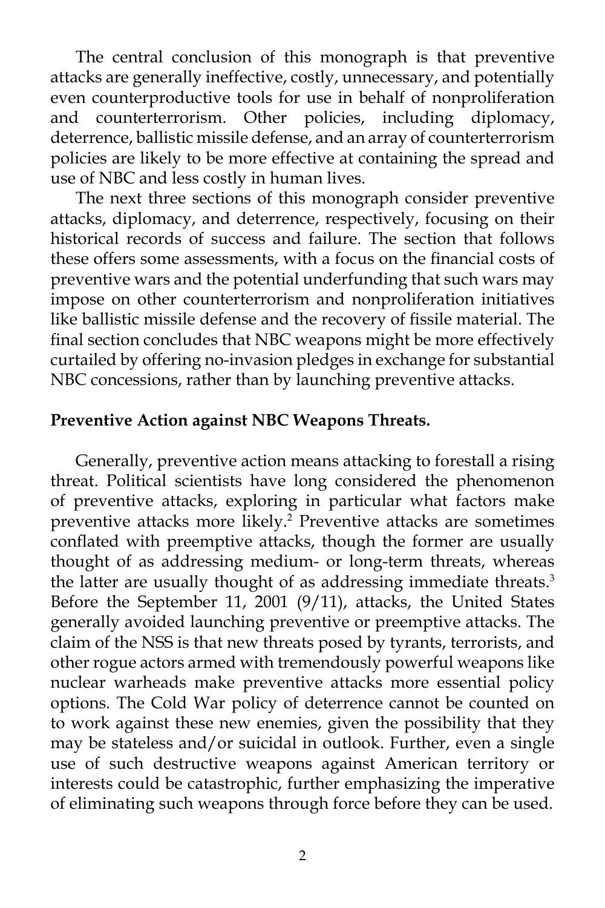The central conclusion of this monograph is that preventive attacks are generally ineffective, costly, unnecessary, and potentially even counterproductive tools for use in behalf of nonproliferation and counterterrorism. Other policies, including diplomacy, deterrence, ballistic missile defense, and an array of counterterrorism policies are likely to be more effective at containing the spread and use of NBC and less costly in human lives.

The next three sections of this monograph consider preventive attacks, diplomacy, and deterrence, respectively, focusing on their historical records of success and failure. The section that follows these offers some assessments, with a focus on the financial costs of preventive wars and the potential underfunding that such wars may impose on other counterterrorism and nonproliferation initiatives like ballistic missile defense and the recovery of fissile material. The final section concludes that NBC weapons might be more effectively curtailed by offering no-invasion pledges in exchange for substantial NBC concessions, rather than by launching preventive attacks.

**Preventive Action against NBC Weapons Threats.**

Generally, preventive action means attacking to forestall a rising threat. Political scientists have long considered the phenomenon of preventive attacks, exploring in particular what factors make preventive attacks more likely.[2] Preventive attacks are sometimes conflated with preemptive attacks, though the former are usually thought of as addressing medium- or long-term threats, whereas the latter are usually thought of as addressing immediate threats.[3] Before the September 11, 2001 (9/11), attacks, the United States generally avoided launching preventive or preemptive attacks. The claim of the NSS is that new threats posed by tyrants, terrorists, and other rogue actors armed with tremendously powerful weapons like nuclear warheads make preventive attacks more essential policy options. The Cold War policy of deterrence cannot be counted on to work against these new enemies, given the possibility that they may be stateless and/or suicidal in outlook. Further, even a single use of such destructive weapons against American territory or interests could be catastrophic, further emphasizing the imperative of eliminating such weapons through force before they can be used.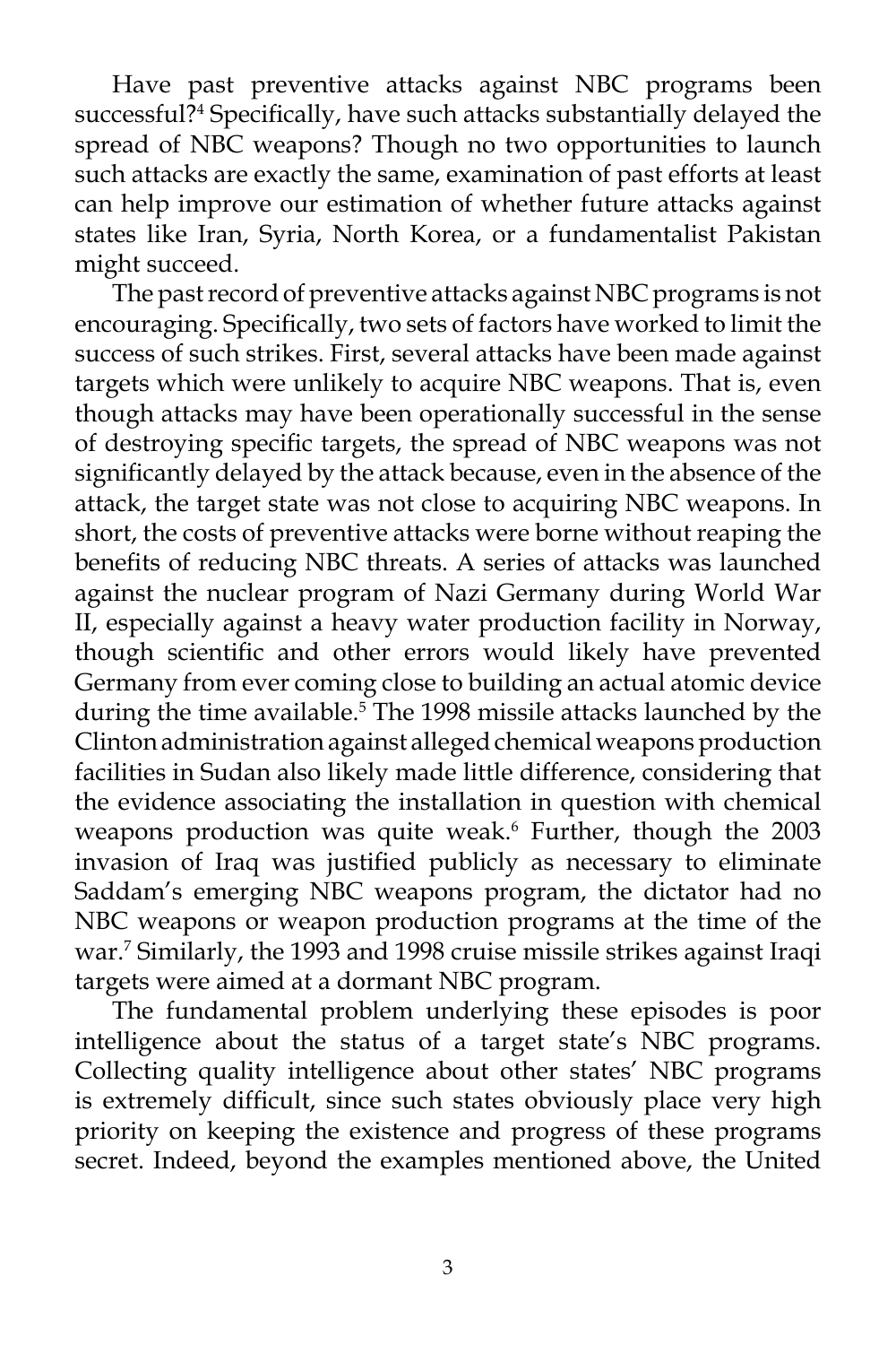Have past preventive attacks against NBC programs been successful?[4] Specifically, have such attacks substantially delayed the spread of NBC weapons? Though no two opportunities to launch such attacks are exactly the same, examination of past efforts at least can help improve our estimation of whether future attacks against states like Iran, Syria, North Korea, or a fundamentalist Pakistan might succeed.

The past record of preventive attacks against NBC programs is not encouraging. Specifically, two sets of factors have worked to limit the success of such strikes. First, several attacks have been made against targets which were unlikely to acquire NBC weapons. That is, even though attacks may have been operationally successful in the sense of destroying specific targets, the spread of NBC weapons was not significantly delayed by the attack because, even in the absence of the attack, the target state was not close to acquiring NBC weapons. In short, the costs of preventive attacks were borne without reaping the benefits of reducing NBC threats. A series of attacks was launched against the nuclear program of Nazi Germany during World War II, especially against a heavy water production facility in Norway, though scientific and other errors would likely have prevented Germany from ever coming close to building an actual atomic device during the time available.[5] The 1998 missile attacks launched by the Clinton administration against alleged chemical weapons production facilities in Sudan also likely made little difference, considering that the evidence associating the installation in question with chemical weapons production was quite weak.[6] Further, though the 2003 invasion of Iraq was justified publicly as necessary to eliminate Saddam's emerging NBC weapons program, the dictator had no NBC weapons or weapon production programs at the time of the war.[7] Similarly, the 1993 and 1998 cruise missile strikes against Iraqi targets were aimed at a dormant NBC program.

The fundamental problem underlying these episodes is poor intelligence about the status of a target state's NBC programs. Collecting quality intelligence about other states' NBC programs is extremely difficult, since such states obviously place very high priority on keeping the existence and progress of these programs secret. Indeed, beyond the examples mentioned above, the United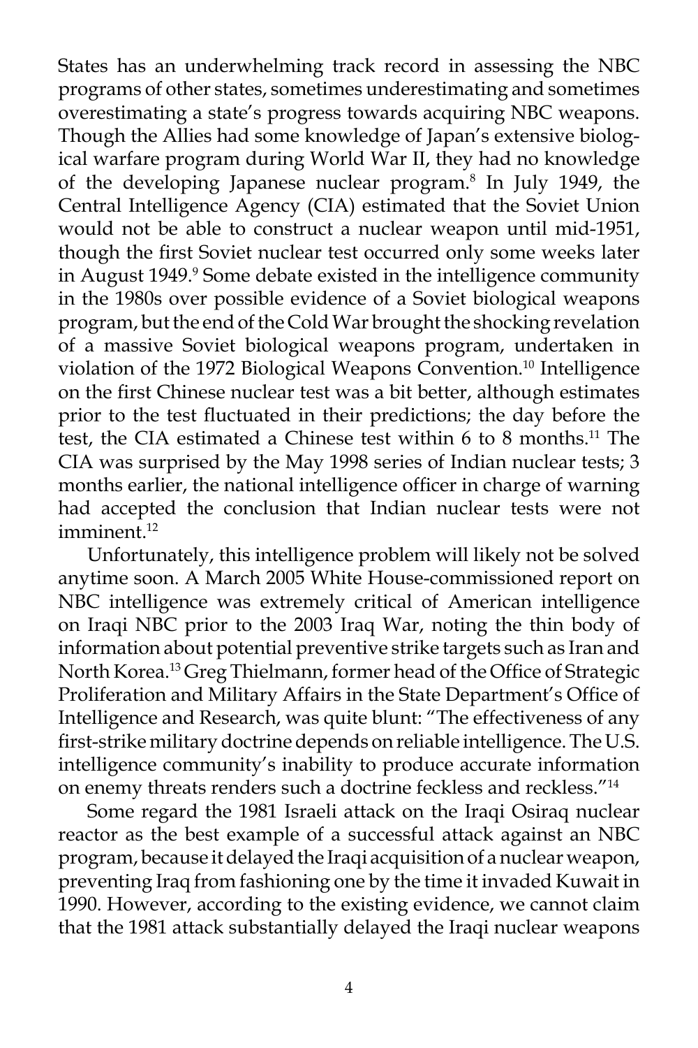States has an underwhelming track record in assessing the NBC programs of other states, sometimes underestimating and sometimes overestimating a state's progress towards acquiring NBC weapons. Though the Allies had some knowledge of Japan's extensive biological warfare program during World War II, they had no knowledge of the developing Japanese nuclear program.[8] In July 1949, the Central Intelligence Agency (CIA) estimated that the Soviet Union would not be able to construct a nuclear weapon until mid-1951, though the first Soviet nuclear test occurred only some weeks later in August 1949.[9] Some debate existed in the intelligence community in the 1980s over possible evidence of a Soviet biological weapons program, but the end of the Cold War brought the shocking revelation of a massive Soviet biological weapons program, undertaken in violation of the 1972 Biological Weapons Convention.[10] Intelligence on the first Chinese nuclear test was a bit better, although estimates prior to the test fluctuated in their predictions; the day before the test, the CIA estimated a Chinese test within 6 to 8 months.[11] The CIA was surprised by the May 1998 series of Indian nuclear tests; 3 months earlier, the national intelligence officer in charge of warning had accepted the conclusion that Indian nuclear tests were not imminent.[12]

Unfortunately, this intelligence problem will likely not be solved anytime soon. A March 2005 White House-commissioned report on NBC intelligence was extremely critical of American intelligence on Iraqi NBC prior to the 2003 Iraq War, noting the thin body of information about potential preventive strike targets such as Iran and North Korea.[13] Greg Thielmann, former head of the Office of Strategic Proliferation and Military Affairs in the State Department's Office of Intelligence and Research, was quite blunt: "The effectiveness of any first-strike military doctrine depends on reliable intelligence. The U.S. intelligence community's inability to produce accurate information on enemy threats renders such a doctrine feckless and reckless."[14]

Some regard the 1981 Israeli attack on the Iraqi Osiraq nuclear reactor as the best example of a successful attack against an NBC program, because it delayed the Iraqi acquisition of a nuclear weapon, preventing Iraq from fashioning one by the time it invaded Kuwait in 1990. However, according to the existing evidence, we cannot claim that the 1981 attack substantially delayed the Iraqi nuclear weapons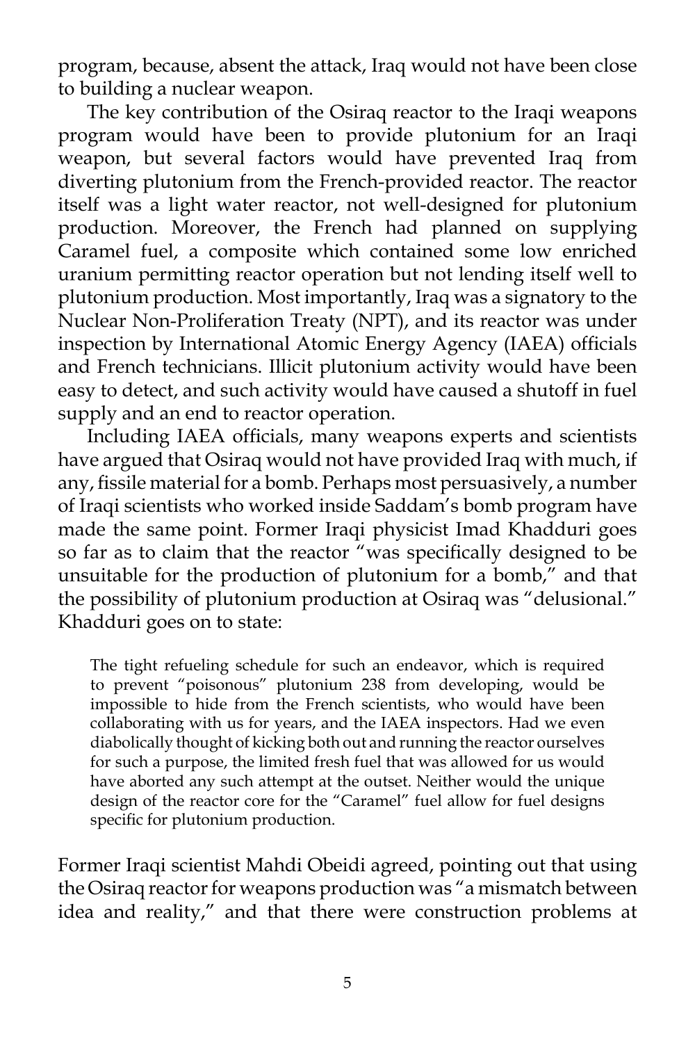program, because, absent the attack, Iraq would not have been close to building a nuclear weapon.

The key contribution of the Osiraq reactor to the Iraqi weapons program would have been to provide plutonium for an Iraqi weapon, but several factors would have prevented Iraq from diverting plutonium from the French-provided reactor. The reactor itself was a light water reactor, not well-designed for plutonium production. Moreover, the French had planned on supplying Caramel fuel, a composite which contained some low enriched uranium permitting reactor operation but not lending itself well to plutonium production. Most importantly, Iraq was a signatory to the Nuclear Non-Proliferation Treaty (NPT), and its reactor was under inspection by International Atomic Energy Agency (IAEA) officials and French technicians. Illicit plutonium activity would have been easy to detect, and such activity would have caused a shutoff in fuel supply and an end to reactor operation.

Including IAEA officials, many weapons experts and scientists have argued that Osiraq would not have provided Iraq with much, if any, fissile material for a bomb. Perhaps most persuasively, a number of Iraqi scientists who worked inside Saddam's bomb program have made the same point. Former Iraqi physicist Imad Khadduri goes so far as to claim that the reactor "was specifically designed to be unsuitable for the production of plutonium for a bomb," and that the possibility of plutonium production at Osiraq was "delusional." Khadduri goes on to state:

> The tight refueling schedule for such an endeavor, which is required to prevent "poisonous" plutonium 238 from developing, would be impossible to hide from the French scientists, who would have been collaborating with us for years, and the IAEA inspectors. Had we even diabolically thought of kicking both out and running the reactor ourselves for such a purpose, the limited fresh fuel that was allowed for us would have aborted any such attempt at the outset. Neither would the unique design of the reactor core for the "Caramel" fuel allow for fuel designs specific for plutonium production.

Former Iraqi scientist Mahdi Obeidi agreed, pointing out that using the Osiraq reactor for weapons production was "a mismatch between idea and reality," and that there were construction problems at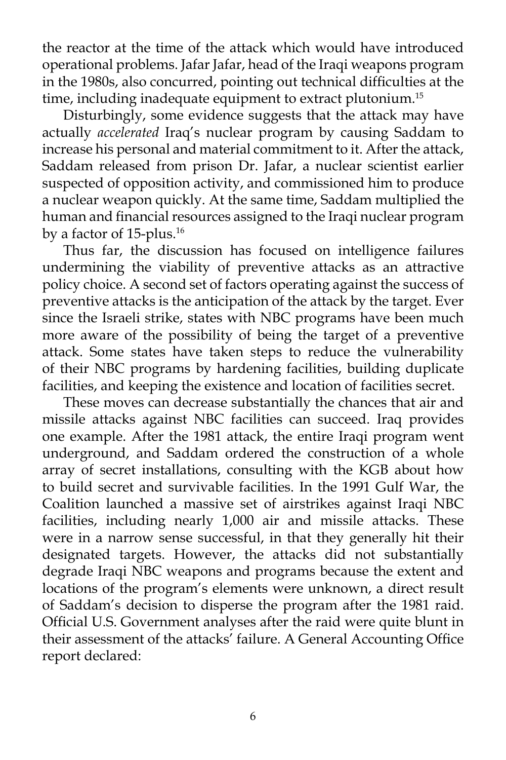the reactor at the time of the attack which would have introduced operational problems. Jafar Jafar, head of the Iraqi weapons program in the 1980s, also concurred, pointing out technical difficulties at the time, including inadequate equipment to extract plutonium.[15]

Disturbingly, some evidence suggests that the attack may have actually *accelerated* Iraq's nuclear program by causing Saddam to increase his personal and material commitment to it. After the attack, Saddam released from prison Dr. Jafar, a nuclear scientist earlier suspected of opposition activity, and commissioned him to produce a nuclear weapon quickly. At the same time, Saddam multiplied the human and financial resources assigned to the Iraqi nuclear program by a factor of 15-plus.[16]

Thus far, the discussion has focused on intelligence failures undermining the viability of preventive attacks as an attractive policy choice. A second set of factors operating against the success of preventive attacks is the anticipation of the attack by the target. Ever since the Israeli strike, states with NBC programs have been much more aware of the possibility of being the target of a preventive attack. Some states have taken steps to reduce the vulnerability of their NBC programs by hardening facilities, building duplicate facilities, and keeping the existence and location of facilities secret.

These moves can decrease substantially the chances that air and missile attacks against NBC facilities can succeed. Iraq provides one example. After the 1981 attack, the entire Iraqi program went underground, and Saddam ordered the construction of a whole array of secret installations, consulting with the KGB about how to build secret and survivable facilities. In the 1991 Gulf War, the Coalition launched a massive set of airstrikes against Iraqi NBC facilities, including nearly 1,000 air and missile attacks. These were in a narrow sense successful, in that they generally hit their designated targets. However, the attacks did not substantially degrade Iraqi NBC weapons and programs because the extent and locations of the program's elements were unknown, a direct result of Saddam's decision to disperse the program after the 1981 raid. Official U.S. Government analyses after the raid were quite blunt in their assessment of the attacks' failure. A General Accounting Office report declared: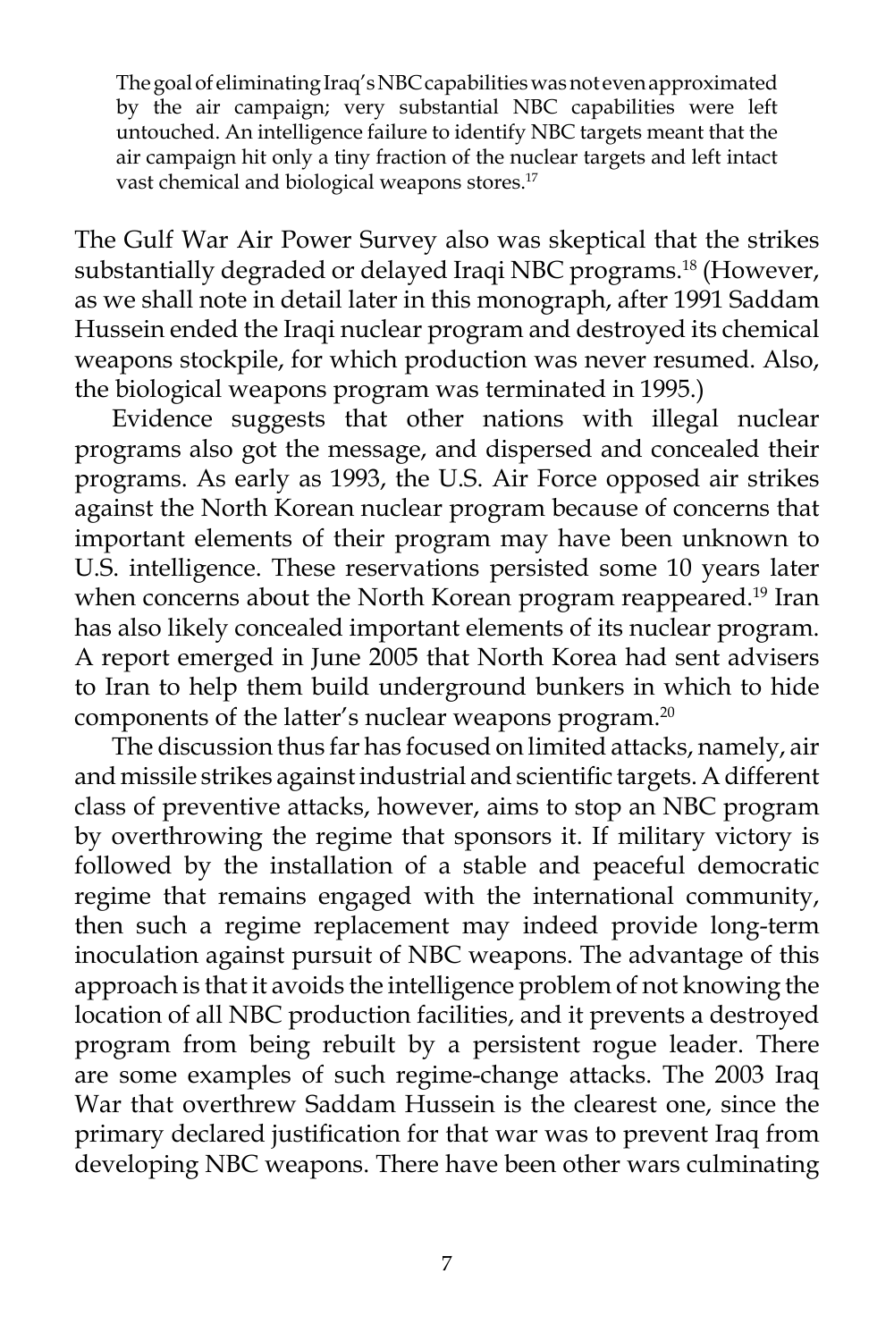> The goal of eliminating Iraq's NBC capabilities was not even approximated by the air campaign; very substantial NBC capabilities were left untouched. An intelligence failure to identify NBC targets meant that the air campaign hit only a tiny fraction of the nuclear targets and left intact vast chemical and biological weapons stores.[17]

The Gulf War Air Power Survey also was skeptical that the strikes substantially degraded or delayed Iraqi NBC programs.[18] (However, as we shall note in detail later in this monograph, after 1991 Saddam Hussein ended the Iraqi nuclear program and destroyed its chemical weapons stockpile, for which production was never resumed. Also, the biological weapons program was terminated in 1995.)

Evidence suggests that other nations with illegal nuclear programs also got the message, and dispersed and concealed their programs. As early as 1993, the U.S. Air Force opposed air strikes against the North Korean nuclear program because of concerns that important elements of their program may have been unknown to U.S. intelligence. These reservations persisted some 10 years later when concerns about the North Korean program reappeared.[19] Iran has also likely concealed important elements of its nuclear program. A report emerged in June 2005 that North Korea had sent advisers to Iran to help them build underground bunkers in which to hide components of the latter's nuclear weapons program.[20]

The discussion thus far has focused on limited attacks, namely, air and missile strikes against industrial and scientific targets. A different class of preventive attacks, however, aims to stop an NBC program by overthrowing the regime that sponsors it. If military victory is followed by the installation of a stable and peaceful democratic regime that remains engaged with the international community, then such a regime replacement may indeed provide long-term inoculation against pursuit of NBC weapons. The advantage of this approach is that it avoids the intelligence problem of not knowing the location of all NBC production facilities, and it prevents a destroyed program from being rebuilt by a persistent rogue leader. There are some examples of such regime-change attacks. The 2003 Iraq War that overthrew Saddam Hussein is the clearest one, since the primary declared justification for that war was to prevent Iraq from developing NBC weapons. There have been other wars culminating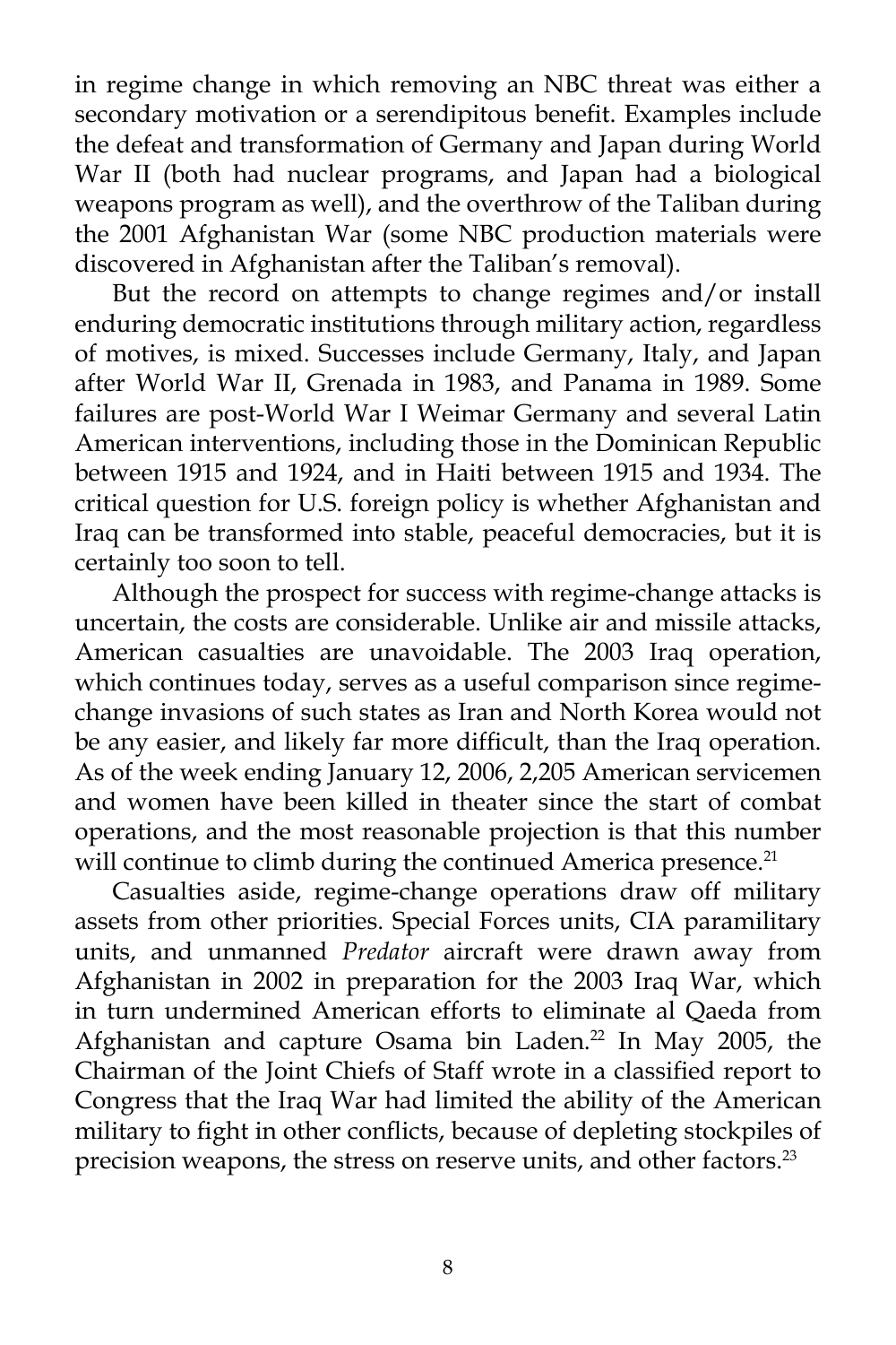in regime change in which removing an NBC threat was either a secondary motivation or a serendipitous benefit. Examples include the defeat and transformation of Germany and Japan during World War II (both had nuclear programs, and Japan had a biological weapons program as well), and the overthrow of the Taliban during the 2001 Afghanistan War (some NBC production materials were discovered in Afghanistan after the Taliban's removal).

But the record on attempts to change regimes and/or install enduring democratic institutions through military action, regardless of motives, is mixed. Successes include Germany, Italy, and Japan after World War II, Grenada in 1983, and Panama in 1989. Some failures are post-World War I Weimar Germany and several Latin American interventions, including those in the Dominican Republic between 1915 and 1924, and in Haiti between 1915 and 1934. The critical question for U.S. foreign policy is whether Afghanistan and Iraq can be transformed into stable, peaceful democracies, but it is certainly too soon to tell.

Although the prospect for success with regime-change attacks is uncertain, the costs are considerable. Unlike air and missile attacks, American casualties are unavoidable. The 2003 Iraq operation, which continues today, serves as a useful comparison since regime-change invasions of such states as Iran and North Korea would not be any easier, and likely far more difficult, than the Iraq operation. As of the week ending January 12, 2006, 2,205 American servicemen and women have been killed in theater since the start of combat operations, and the most reasonable projection is that this number will continue to climb during the continued America presence.[21]

Casualties aside, regime-change operations draw off military assets from other priorities. Special Forces units, CIA paramilitary units, and unmanned *Predator* aircraft were drawn away from Afghanistan in 2002 in preparation for the 2003 Iraq War, which in turn undermined American efforts to eliminate al Qaeda from Afghanistan and capture Osama bin Laden.[22] In May 2005, the Chairman of the Joint Chiefs of Staff wrote in a classified report to Congress that the Iraq War had limited the ability of the American military to fight in other conflicts, because of depleting stockpiles of precision weapons, the stress on reserve units, and other factors.[23]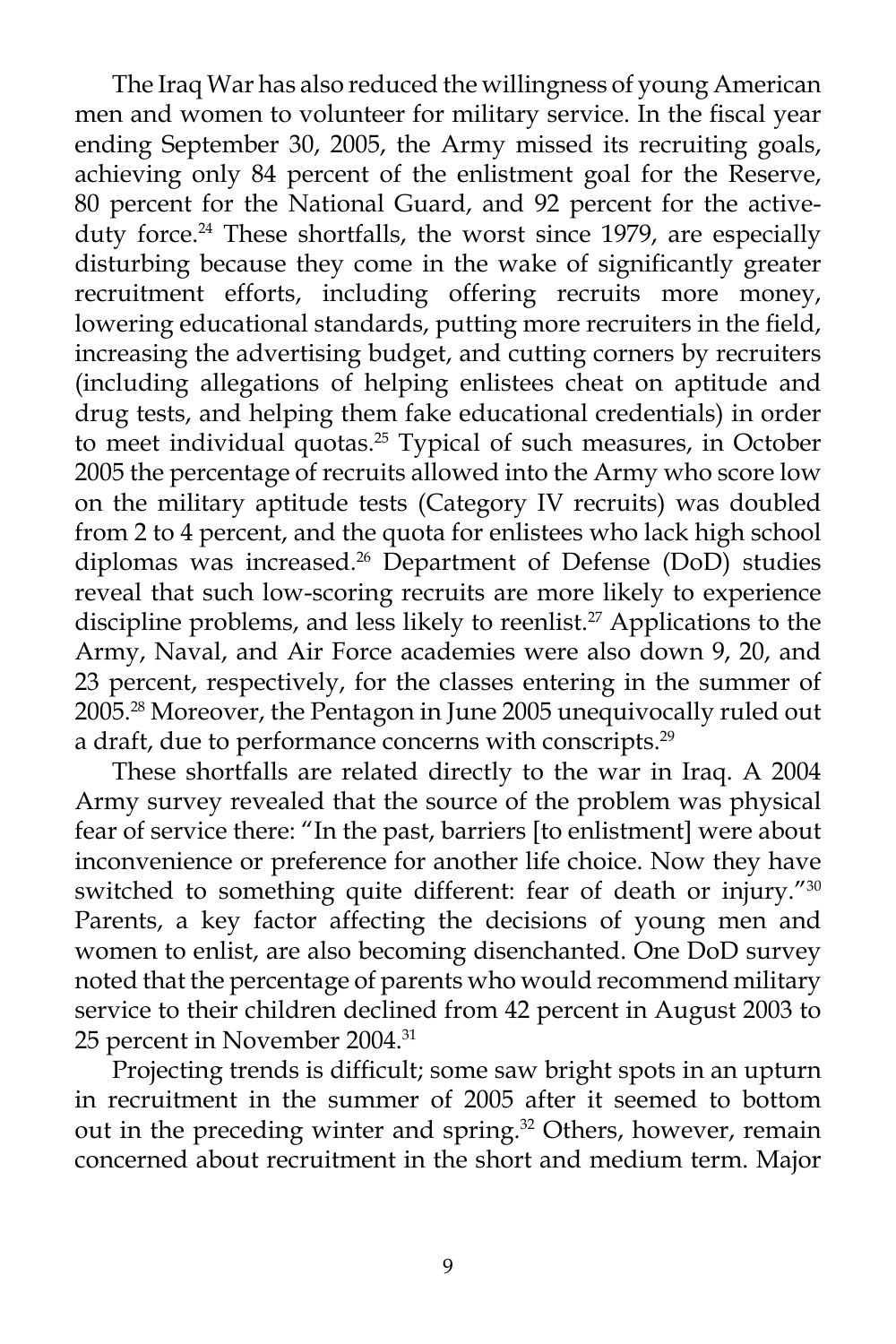The Iraq War has also reduced the willingness of young American men and women to volunteer for military service. In the fiscal year ending September 30, 2005, the Army missed its recruiting goals, achieving only 84 percent of the enlistment goal for the Reserve, 80 percent for the National Guard, and 92 percent for the active-duty force.[24] These shortfalls, the worst since 1979, are especially disturbing because they come in the wake of significantly greater recruitment efforts, including offering recruits more money, lowering educational standards, putting more recruiters in the field, increasing the advertising budget, and cutting corners by recruiters (including allegations of helping enlistees cheat on aptitude and drug tests, and helping them fake educational credentials) in order to meet individual quotas.[25] Typical of such measures, in October 2005 the percentage of recruits allowed into the Army who score low on the military aptitude tests (Category IV recruits) was doubled from 2 to 4 percent, and the quota for enlistees who lack high school diplomas was increased.[26] Department of Defense (DoD) studies reveal that such low-scoring recruits are more likely to experience discipline problems, and less likely to reenlist.[27] Applications to the Army, Naval, and Air Force academies were also down 9, 20, and 23 percent, respectively, for the classes entering in the summer of 2005.[28] Moreover, the Pentagon in June 2005 unequivocally ruled out a draft, due to performance concerns with conscripts.[29]

These shortfalls are related directly to the war in Iraq. A 2004 Army survey revealed that the source of the problem was physical fear of service there: "In the past, barriers [to enlistment] were about inconvenience or preference for another life choice. Now they have switched to something quite different: fear of death or injury."[30] Parents, a key factor affecting the decisions of young men and women to enlist, are also becoming disenchanted. One DoD survey noted that the percentage of parents who would recommend military service to their children declined from 42 percent in August 2003 to 25 percent in November 2004.[31]

Projecting trends is difficult; some saw bright spots in an upturn in recruitment in the summer of 2005 after it seemed to bottom out in the preceding winter and spring.[32] Others, however, remain concerned about recruitment in the short and medium term. Major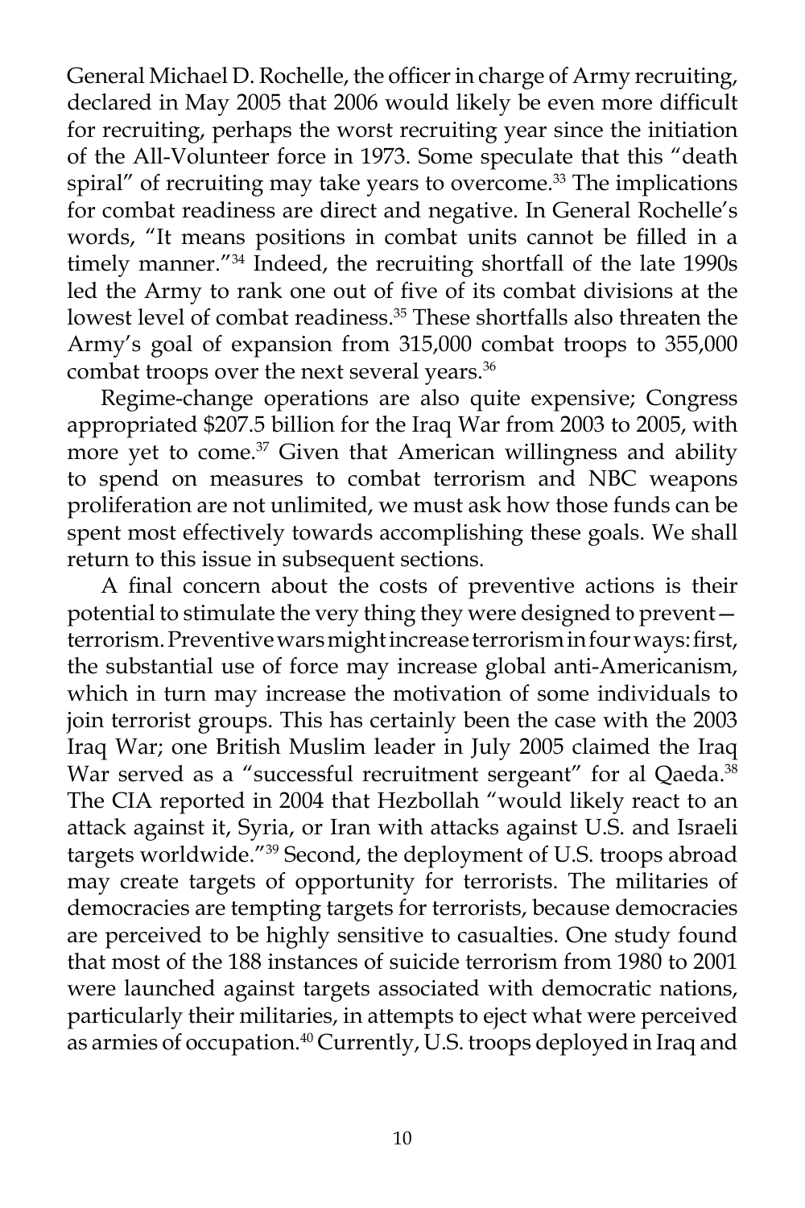General Michael D. Rochelle, the officer in charge of Army recruiting, declared in May 2005 that 2006 would likely be even more difficult for recruiting, perhaps the worst recruiting year since the initiation of the All-Volunteer force in 1973. Some speculate that this "death spiral" of recruiting may take years to overcome.[33] The implications for combat readiness are direct and negative. In General Rochelle's words, "It means positions in combat units cannot be filled in a timely manner."[34] Indeed, the recruiting shortfall of the late 1990s led the Army to rank one out of five of its combat divisions at the lowest level of combat readiness.[35] These shortfalls also threaten the Army's goal of expansion from 315,000 combat troops to 355,000 combat troops over the next several years.[36]

Regime-change operations are also quite expensive; Congress appropriated $207.5 billion for the Iraq War from 2003 to 2005, with more yet to come.[37] Given that American willingness and ability to spend on measures to combat terrorism and NBC weapons proliferation are not unlimited, we must ask how those funds can be spent most effectively towards accomplishing these goals. We shall return to this issue in subsequent sections.

A final concern about the costs of preventive actions is their potential to stimulate the very thing they were designed to prevent—terrorism. Preventive wars might increase terrorism in four ways: first, the substantial use of force may increase global anti-Americanism, which in turn may increase the motivation of some individuals to join terrorist groups. This has certainly been the case with the 2003 Iraq War; one British Muslim leader in July 2005 claimed the Iraq War served as a "successful recruitment sergeant" for al Qaeda.[38] The CIA reported in 2004 that Hezbollah "would likely react to an attack against it, Syria, or Iran with attacks against U.S. and Israeli targets worldwide."[39] Second, the deployment of U.S. troops abroad may create targets of opportunity for terrorists. The militaries of democracies are tempting targets for terrorists, because democracies are perceived to be highly sensitive to casualties. One study found that most of the 188 instances of suicide terrorism from 1980 to 2001 were launched against targets associated with democratic nations, particularly their militaries, in attempts to eject what were perceived as armies of occupation.[40] Currently, U.S. troops deployed in Iraq and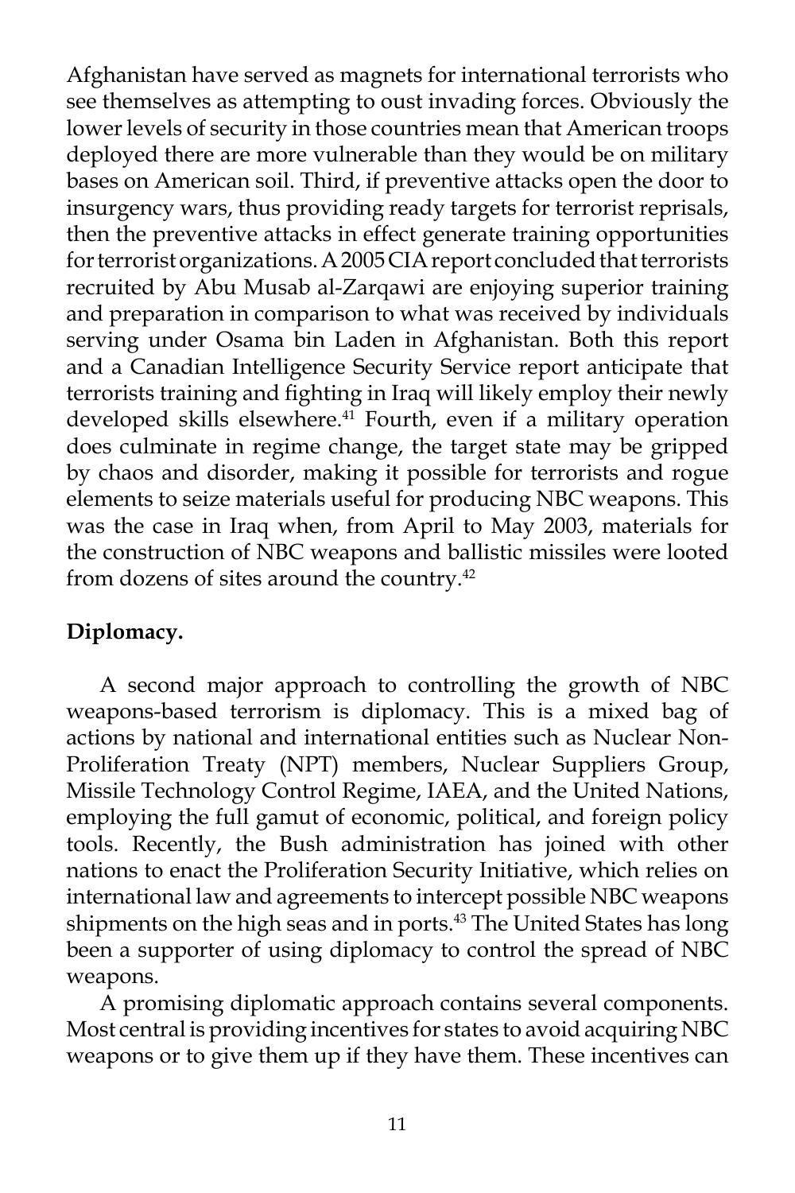Afghanistan have served as magnets for international terrorists who see themselves as attempting to oust invading forces. Obviously the lower levels of security in those countries mean that American troops deployed there are more vulnerable than they would be on military bases on American soil. Third, if preventive attacks open the door to insurgency wars, thus providing ready targets for terrorist reprisals, then the preventive attacks in effect generate training opportunities for terrorist organizations. A 2005 CIA report concluded that terrorists recruited by Abu Musab al-Zarqawi are enjoying superior training and preparation in comparison to what was received by individuals serving under Osama bin Laden in Afghanistan. Both this report and a Canadian Intelligence Security Service report anticipate that terrorists training and fighting in Iraq will likely employ their newly developed skills elsewhere.[41] Fourth, even if a military operation does culminate in regime change, the target state may be gripped by chaos and disorder, making it possible for terrorists and rogue elements to seize materials useful for producing NBC weapons. This was the case in Iraq when, from April to May 2003, materials for the construction of NBC weapons and ballistic missiles were looted from dozens of sites around the country.[42]

**Diplomacy.**

A second major approach to controlling the growth of NBC weapons-based terrorism is diplomacy. This is a mixed bag of actions by national and international entities such as Nuclear Non-Proliferation Treaty (NPT) members, Nuclear Suppliers Group, Missile Technology Control Regime, IAEA, and the United Nations, employing the full gamut of economic, political, and foreign policy tools. Recently, the Bush administration has joined with other nations to enact the Proliferation Security Initiative, which relies on international law and agreements to intercept possible NBC weapons shipments on the high seas and in ports.[43] The United States has long been a supporter of using diplomacy to control the spread of NBC weapons.

A promising diplomatic approach contains several components. Most central is providing incentives for states to avoid acquiring NBC weapons or to give them up if they have them. These incentives can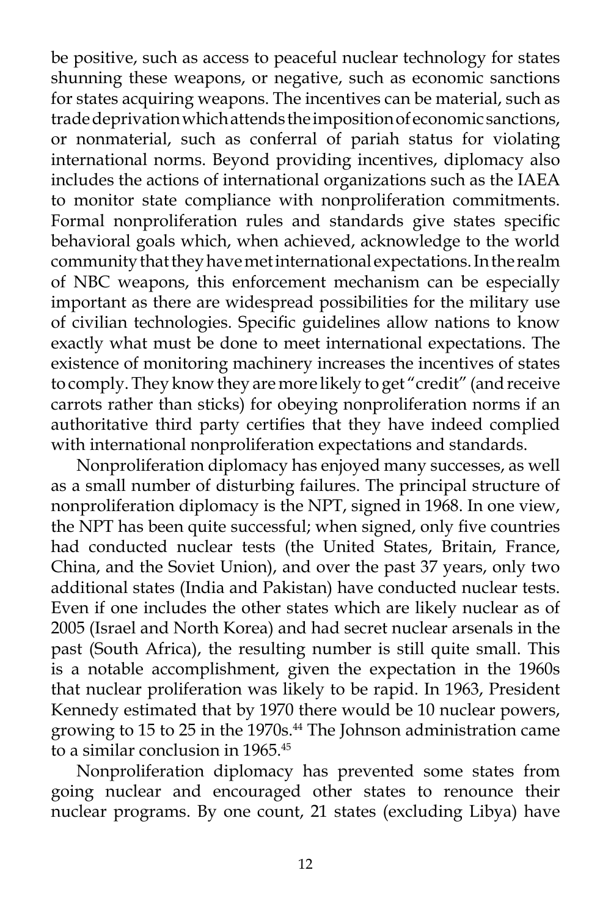be positive, such as access to peaceful nuclear technology for states shunning these weapons, or negative, such as economic sanctions for states acquiring weapons. The incentives can be material, such as trade deprivation which attends the imposition of economic sanctions, or nonmaterial, such as conferral of pariah status for violating international norms. Beyond providing incentives, diplomacy also includes the actions of international organizations such as the IAEA to monitor state compliance with nonproliferation commitments. Formal nonproliferation rules and standards give states specific behavioral goals which, when achieved, acknowledge to the world community that they have met international expectations. In the realm of NBC weapons, this enforcement mechanism can be especially important as there are widespread possibilities for the military use of civilian technologies. Specific guidelines allow nations to know exactly what must be done to meet international expectations. The existence of monitoring machinery increases the incentives of states to comply. They know they are more likely to get "credit" (and receive carrots rather than sticks) for obeying nonproliferation norms if an authoritative third party certifies that they have indeed complied with international nonproliferation expectations and standards.

Nonproliferation diplomacy has enjoyed many successes, as well as a small number of disturbing failures. The principal structure of nonproliferation diplomacy is the NPT, signed in 1968. In one view, the NPT has been quite successful; when signed, only five countries had conducted nuclear tests (the United States, Britain, France, China, and the Soviet Union), and over the past 37 years, only two additional states (India and Pakistan) have conducted nuclear tests. Even if one includes the other states which are likely nuclear as of 2005 (Israel and North Korea) and had secret nuclear arsenals in the past (South Africa), the resulting number is still quite small. This is a notable accomplishment, given the expectation in the 1960s that nuclear proliferation was likely to be rapid. In 1963, President Kennedy estimated that by 1970 there would be 10 nuclear powers, growing to 15 to 25 in the 1970s.[44] The Johnson administration came to a similar conclusion in 1965.[45]

Nonproliferation diplomacy has prevented some states from going nuclear and encouraged other states to renounce their nuclear programs. By one count, 21 states (excluding Libya) have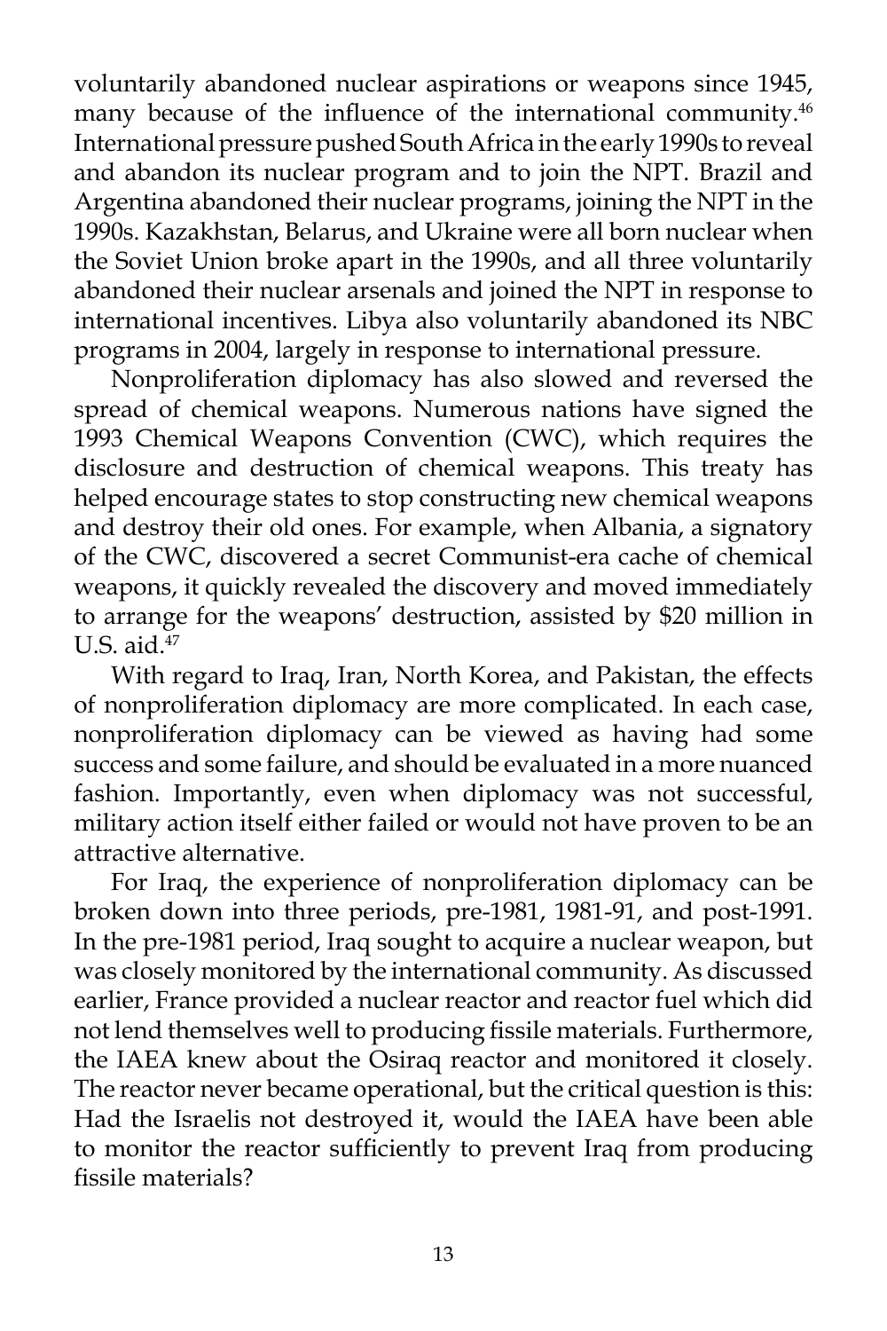voluntarily abandoned nuclear aspirations or weapons since 1945, many because of the influence of the international community.[46] International pressure pushed South Africa in the early 1990s to reveal and abandon its nuclear program and to join the NPT. Brazil and Argentina abandoned their nuclear programs, joining the NPT in the 1990s. Kazakhstan, Belarus, and Ukraine were all born nuclear when the Soviet Union broke apart in the 1990s, and all three voluntarily abandoned their nuclear arsenals and joined the NPT in response to international incentives. Libya also voluntarily abandoned its NBC programs in 2004, largely in response to international pressure.

Nonproliferation diplomacy has also slowed and reversed the spread of chemical weapons. Numerous nations have signed the 1993 Chemical Weapons Convention (CWC), which requires the disclosure and destruction of chemical weapons. This treaty has helped encourage states to stop constructing new chemical weapons and destroy their old ones. For example, when Albania, a signatory of the CWC, discovered a secret Communist-era cache of chemical weapons, it quickly revealed the discovery and moved immediately to arrange for the weapons' destruction, assisted by $20 million in U.S. aid.[47]

With regard to Iraq, Iran, North Korea, and Pakistan, the effects of nonproliferation diplomacy are more complicated. In each case, nonproliferation diplomacy can be viewed as having had some success and some failure, and should be evaluated in a more nuanced fashion. Importantly, even when diplomacy was not successful, military action itself either failed or would not have proven to be an attractive alternative.

For Iraq, the experience of nonproliferation diplomacy can be broken down into three periods, pre-1981, 1981-91, and post-1991. In the pre-1981 period, Iraq sought to acquire a nuclear weapon, but was closely monitored by the international community. As discussed earlier, France provided a nuclear reactor and reactor fuel which did not lend themselves well to producing fissile materials. Furthermore, the IAEA knew about the Osiraq reactor and monitored it closely. The reactor never became operational, but the critical question is this: Had the Israelis not destroyed it, would the IAEA have been able to monitor the reactor sufficiently to prevent Iraq from producing fissile materials?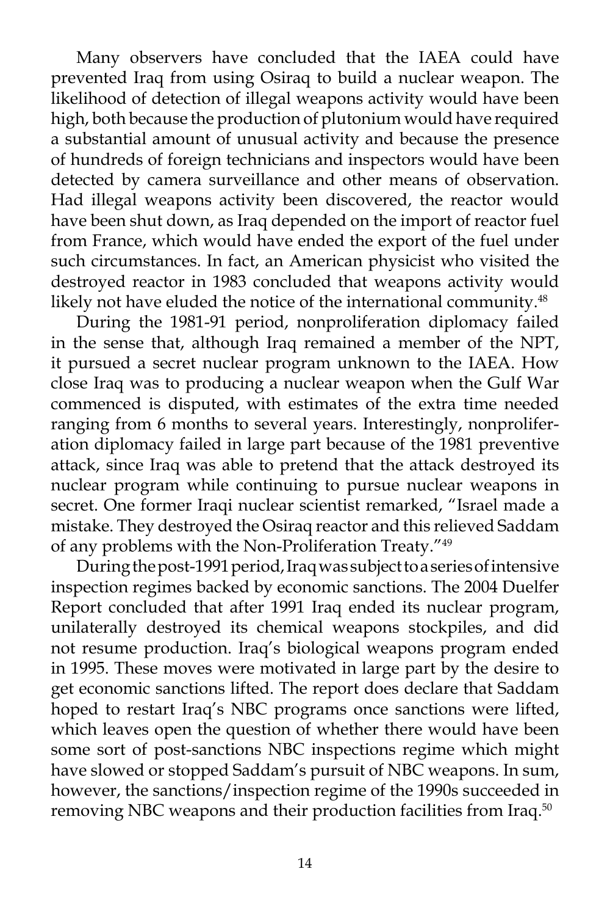Many observers have concluded that the IAEA could have prevented Iraq from using Osiraq to build a nuclear weapon. The likelihood of detection of illegal weapons activity would have been high, both because the production of plutonium would have required a substantial amount of unusual activity and because the presence of hundreds of foreign technicians and inspectors would have been detected by camera surveillance and other means of observation. Had illegal weapons activity been discovered, the reactor would have been shut down, as Iraq depended on the import of reactor fuel from France, which would have ended the export of the fuel under such circumstances. In fact, an American physicist who visited the destroyed reactor in 1983 concluded that weapons activity would likely not have eluded the notice of the international community.[48]

During the 1981-91 period, nonproliferation diplomacy failed in the sense that, although Iraq remained a member of the NPT, it pursued a secret nuclear program unknown to the IAEA. How close Iraq was to producing a nuclear weapon when the Gulf War commenced is disputed, with estimates of the extra time needed ranging from 6 months to several years. Interestingly, nonproliferation diplomacy failed in large part because of the 1981 preventive attack, since Iraq was able to pretend that the attack destroyed its nuclear program while continuing to pursue nuclear weapons in secret. One former Iraqi nuclear scientist remarked, "Israel made a mistake. They destroyed the Osiraq reactor and this relieved Saddam of any problems with the Non-Proliferation Treaty."[49]

During the post-1991 period, Iraq was subject to a series of intensive inspection regimes backed by economic sanctions. The 2004 Duelfer Report concluded that after 1991 Iraq ended its nuclear program, unilaterally destroyed its chemical weapons stockpiles, and did not resume production. Iraq's biological weapons program ended in 1995. These moves were motivated in large part by the desire to get economic sanctions lifted. The report does declare that Saddam hoped to restart Iraq's NBC programs once sanctions were lifted, which leaves open the question of whether there would have been some sort of post-sanctions NBC inspections regime which might have slowed or stopped Saddam's pursuit of NBC weapons. In sum, however, the sanctions/inspection regime of the 1990s succeeded in removing NBC weapons and their production facilities from Iraq.[50]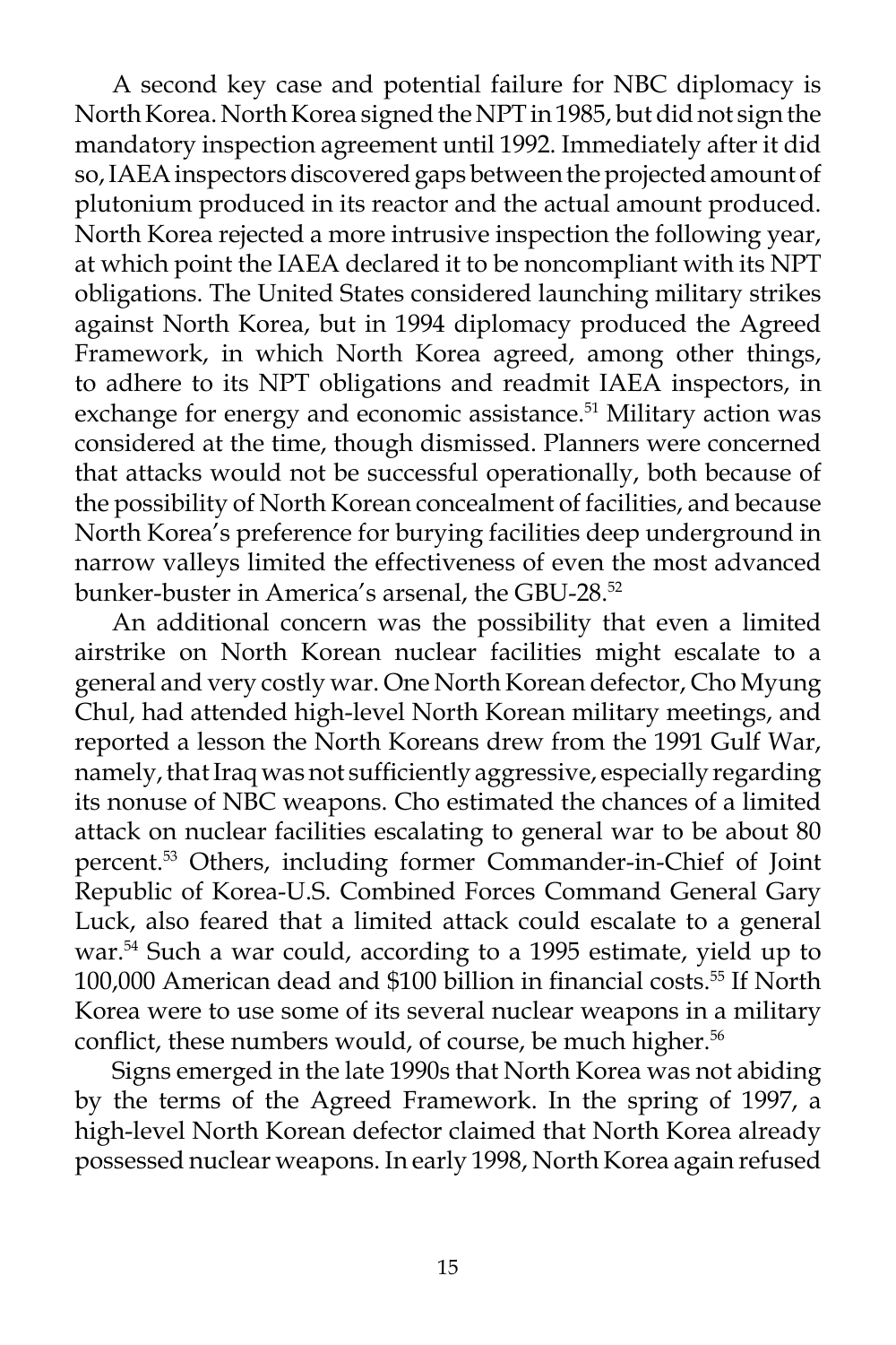A second key case and potential failure for NBC diplomacy is North Korea. North Korea signed the NPT in 1985, but did not sign the mandatory inspection agreement until 1992. Immediately after it did so, IAEA inspectors discovered gaps between the projected amount of plutonium produced in its reactor and the actual amount produced. North Korea rejected a more intrusive inspection the following year, at which point the IAEA declared it to be noncompliant with its NPT obligations. The United States considered launching military strikes against North Korea, but in 1994 diplomacy produced the Agreed Framework, in which North Korea agreed, among other things, to adhere to its NPT obligations and readmit IAEA inspectors, in exchange for energy and economic assistance.[51] Military action was considered at the time, though dismissed. Planners were concerned that attacks would not be successful operationally, both because of the possibility of North Korean concealment of facilities, and because North Korea's preference for burying facilities deep underground in narrow valleys limited the effectiveness of even the most advanced bunker-buster in America's arsenal, the GBU-28.[52]

An additional concern was the possibility that even a limited airstrike on North Korean nuclear facilities might escalate to a general and very costly war. One North Korean defector, Cho Myung Chul, had attended high-level North Korean military meetings, and reported a lesson the North Koreans drew from the 1991 Gulf War, namely, that Iraq was not sufficiently aggressive, especially regarding its nonuse of NBC weapons. Cho estimated the chances of a limited attack on nuclear facilities escalating to general war to be about 80 percent.[53] Others, including former Commander-in-Chief of Joint Republic of Korea-U.S. Combined Forces Command General Gary Luck, also feared that a limited attack could escalate to a general war.[54] Such a war could, according to a 1995 estimate, yield up to 100,000 American dead and \$100 billion in financial costs.[55] If North Korea were to use some of its several nuclear weapons in a military conflict, these numbers would, of course, be much higher.[56]

Signs emerged in the late 1990s that North Korea was not abiding by the terms of the Agreed Framework. In the spring of 1997, a high-level North Korean defector claimed that North Korea already possessed nuclear weapons. In early 1998, North Korea again refused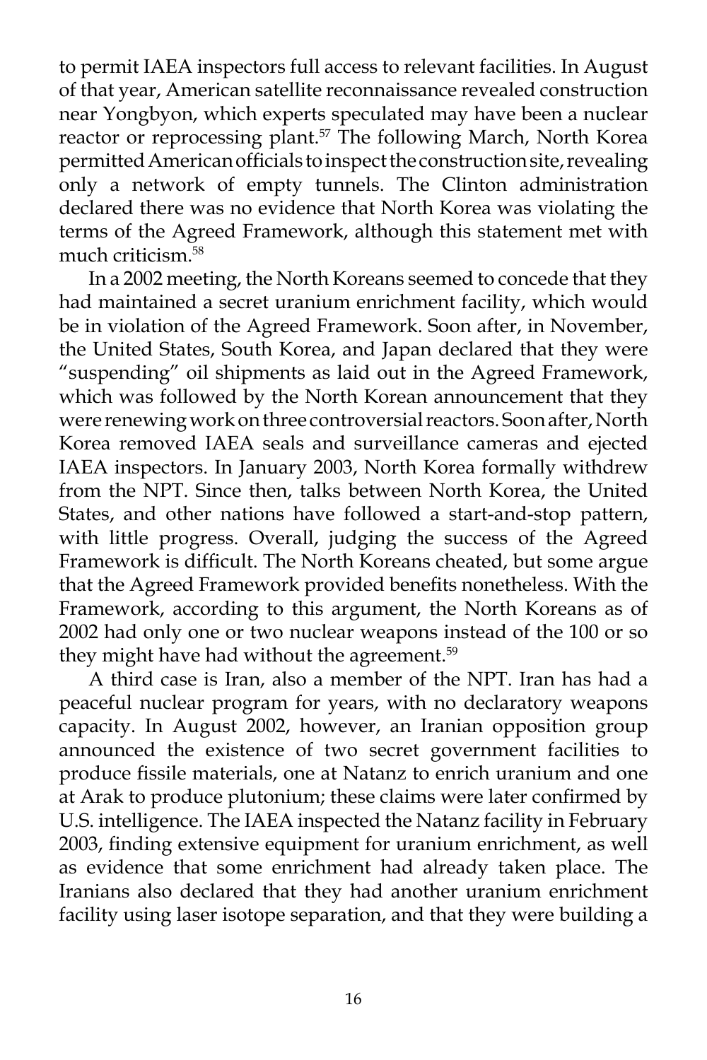to permit IAEA inspectors full access to relevant facilities. In August of that year, American satellite reconnaissance revealed construction near Yongbyon, which experts speculated may have been a nuclear reactor or reprocessing plant.[57] The following March, North Korea permitted American officials to inspect the construction site, revealing only a network of empty tunnels. The Clinton administration declared there was no evidence that North Korea was violating the terms of the Agreed Framework, although this statement met with much criticism.[58]

In a 2002 meeting, the North Koreans seemed to concede that they had maintained a secret uranium enrichment facility, which would be in violation of the Agreed Framework. Soon after, in November, the United States, South Korea, and Japan declared that they were "suspending" oil shipments as laid out in the Agreed Framework, which was followed by the North Korean announcement that they were renewing work on three controversial reactors. Soon after, North Korea removed IAEA seals and surveillance cameras and ejected IAEA inspectors. In January 2003, North Korea formally withdrew from the NPT. Since then, talks between North Korea, the United States, and other nations have followed a start-and-stop pattern, with little progress. Overall, judging the success of the Agreed Framework is difficult. The North Koreans cheated, but some argue that the Agreed Framework provided benefits nonetheless. With the Framework, according to this argument, the North Koreans as of 2002 had only one or two nuclear weapons instead of the 100 or so they might have had without the agreement.[59]

A third case is Iran, also a member of the NPT. Iran has had a peaceful nuclear program for years, with no declaratory weapons capacity. In August 2002, however, an Iranian opposition group announced the existence of two secret government facilities to produce fissile materials, one at Natanz to enrich uranium and one at Arak to produce plutonium; these claims were later confirmed by U.S. intelligence. The IAEA inspected the Natanz facility in February 2003, finding extensive equipment for uranium enrichment, as well as evidence that some enrichment had already taken place. The Iranians also declared that they had another uranium enrichment facility using laser isotope separation, and that they were building a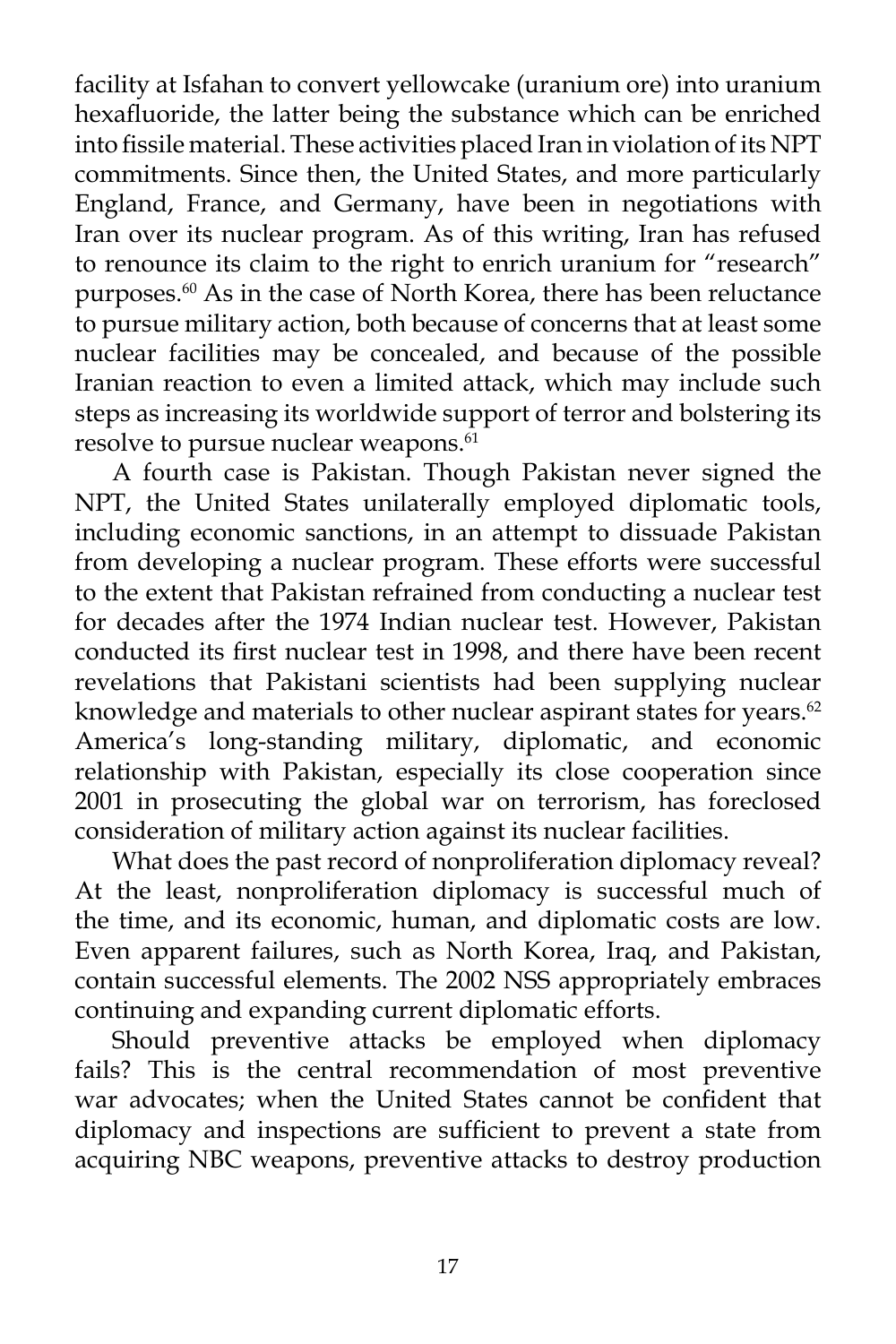facility at Isfahan to convert yellowcake (uranium ore) into uranium hexafluoride, the latter being the substance which can be enriched into fissile material. These activities placed Iran in violation of its NPT commitments. Since then, the United States, and more particularly England, France, and Germany, have been in negotiations with Iran over its nuclear program. As of this writing, Iran has refused to renounce its claim to the right to enrich uranium for "research" purposes.[60] As in the case of North Korea, there has been reluctance to pursue military action, both because of concerns that at least some nuclear facilities may be concealed, and because of the possible Iranian reaction to even a limited attack, which may include such steps as increasing its worldwide support of terror and bolstering its resolve to pursue nuclear weapons.[61]

A fourth case is Pakistan. Though Pakistan never signed the NPT, the United States unilaterally employed diplomatic tools, including economic sanctions, in an attempt to dissuade Pakistan from developing a nuclear program. These efforts were successful to the extent that Pakistan refrained from conducting a nuclear test for decades after the 1974 Indian nuclear test. However, Pakistan conducted its first nuclear test in 1998, and there have been recent revelations that Pakistani scientists had been supplying nuclear knowledge and materials to other nuclear aspirant states for years.[62] America's long-standing military, diplomatic, and economic relationship with Pakistan, especially its close cooperation since 2001 in prosecuting the global war on terrorism, has foreclosed consideration of military action against its nuclear facilities.

What does the past record of nonproliferation diplomacy reveal? At the least, nonproliferation diplomacy is successful much of the time, and its economic, human, and diplomatic costs are low. Even apparent failures, such as North Korea, Iraq, and Pakistan, contain successful elements. The 2002 NSS appropriately embraces continuing and expanding current diplomatic efforts.

Should preventive attacks be employed when diplomacy fails? This is the central recommendation of most preventive war advocates; when the United States cannot be confident that diplomacy and inspections are sufficient to prevent a state from acquiring NBC weapons, preventive attacks to destroy production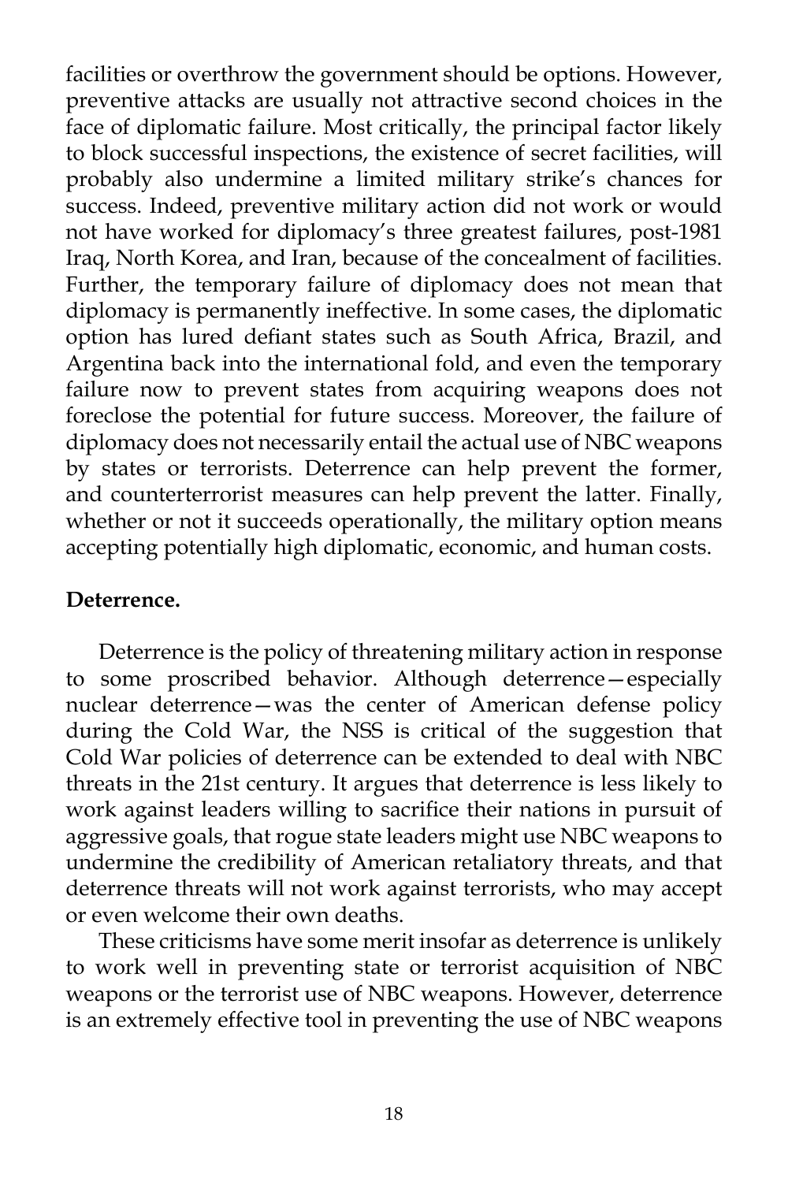facilities or overthrow the government should be options. However, preventive attacks are usually not attractive second choices in the face of diplomatic failure. Most critically, the principal factor likely to block successful inspections, the existence of secret facilities, will probably also undermine a limited military strike's chances for success. Indeed, preventive military action did not work or would not have worked for diplomacy's three greatest failures, post-1981 Iraq, North Korea, and Iran, because of the concealment of facilities. Further, the temporary failure of diplomacy does not mean that diplomacy is permanently ineffective. In some cases, the diplomatic option has lured defiant states such as South Africa, Brazil, and Argentina back into the international fold, and even the temporary failure now to prevent states from acquiring weapons does not foreclose the potential for future success. Moreover, the failure of diplomacy does not necessarily entail the actual use of NBC weapons by states or terrorists. Deterrence can help prevent the former, and counterterrorist measures can help prevent the latter. Finally, whether or not it succeeds operationally, the military option means accepting potentially high diplomatic, economic, and human costs.

**Deterrence.**

Deterrence is the policy of threatening military action in response to some proscribed behavior. Although deterrence—especially nuclear deterrence—was the center of American defense policy during the Cold War, the NSS is critical of the suggestion that Cold War policies of deterrence can be extended to deal with NBC threats in the 21st century. It argues that deterrence is less likely to work against leaders willing to sacrifice their nations in pursuit of aggressive goals, that rogue state leaders might use NBC weapons to undermine the credibility of American retaliatory threats, and that deterrence threats will not work against terrorists, who may accept or even welcome their own deaths.

These criticisms have some merit insofar as deterrence is unlikely to work well in preventing state or terrorist acquisition of NBC weapons or the terrorist use of NBC weapons. However, deterrence is an extremely effective tool in preventing the use of NBC weapons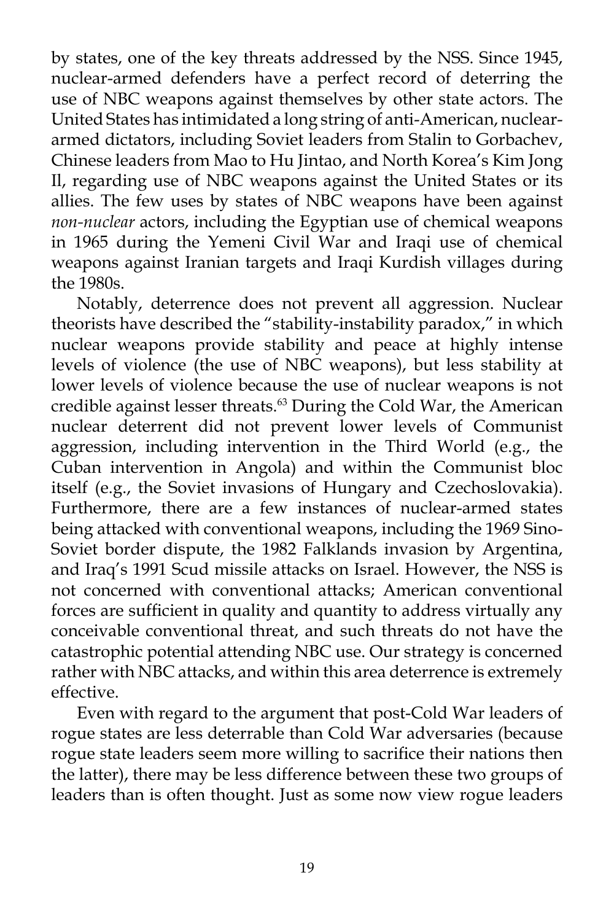by states, one of the key threats addressed by the NSS. Since 1945, nuclear-armed defenders have a perfect record of deterring the use of NBC weapons against themselves by other state actors. The United States has intimidated a long string of anti-American, nuclear-armed dictators, including Soviet leaders from Stalin to Gorbachev, Chinese leaders from Mao to Hu Jintao, and North Korea's Kim Jong Il, regarding use of NBC weapons against the United States or its allies. The few uses by states of NBC weapons have been against *non-nuclear* actors, including the Egyptian use of chemical weapons in 1965 during the Yemeni Civil War and Iraqi use of chemical weapons against Iranian targets and Iraqi Kurdish villages during the 1980s.

Notably, deterrence does not prevent all aggression. Nuclear theorists have described the "stability-instability paradox," in which nuclear weapons provide stability and peace at highly intense levels of violence (the use of NBC weapons), but less stability at lower levels of violence because the use of nuclear weapons is not credible against lesser threats.[63] During the Cold War, the American nuclear deterrent did not prevent lower levels of Communist aggression, including intervention in the Third World (e.g., the Cuban intervention in Angola) and within the Communist bloc itself (e.g., the Soviet invasions of Hungary and Czechoslovakia). Furthermore, there are a few instances of nuclear-armed states being attacked with conventional weapons, including the 1969 Sino-Soviet border dispute, the 1982 Falklands invasion by Argentina, and Iraq's 1991 Scud missile attacks on Israel. However, the NSS is not concerned with conventional attacks; American conventional forces are sufficient in quality and quantity to address virtually any conceivable conventional threat, and such threats do not have the catastrophic potential attending NBC use. Our strategy is concerned rather with NBC attacks, and within this area deterrence is extremely effective.

Even with regard to the argument that post-Cold War leaders of rogue states are less deterrable than Cold War adversaries (because rogue state leaders seem more willing to sacrifice their nations then the latter), there may be less difference between these two groups of leaders than is often thought. Just as some now view rogue leaders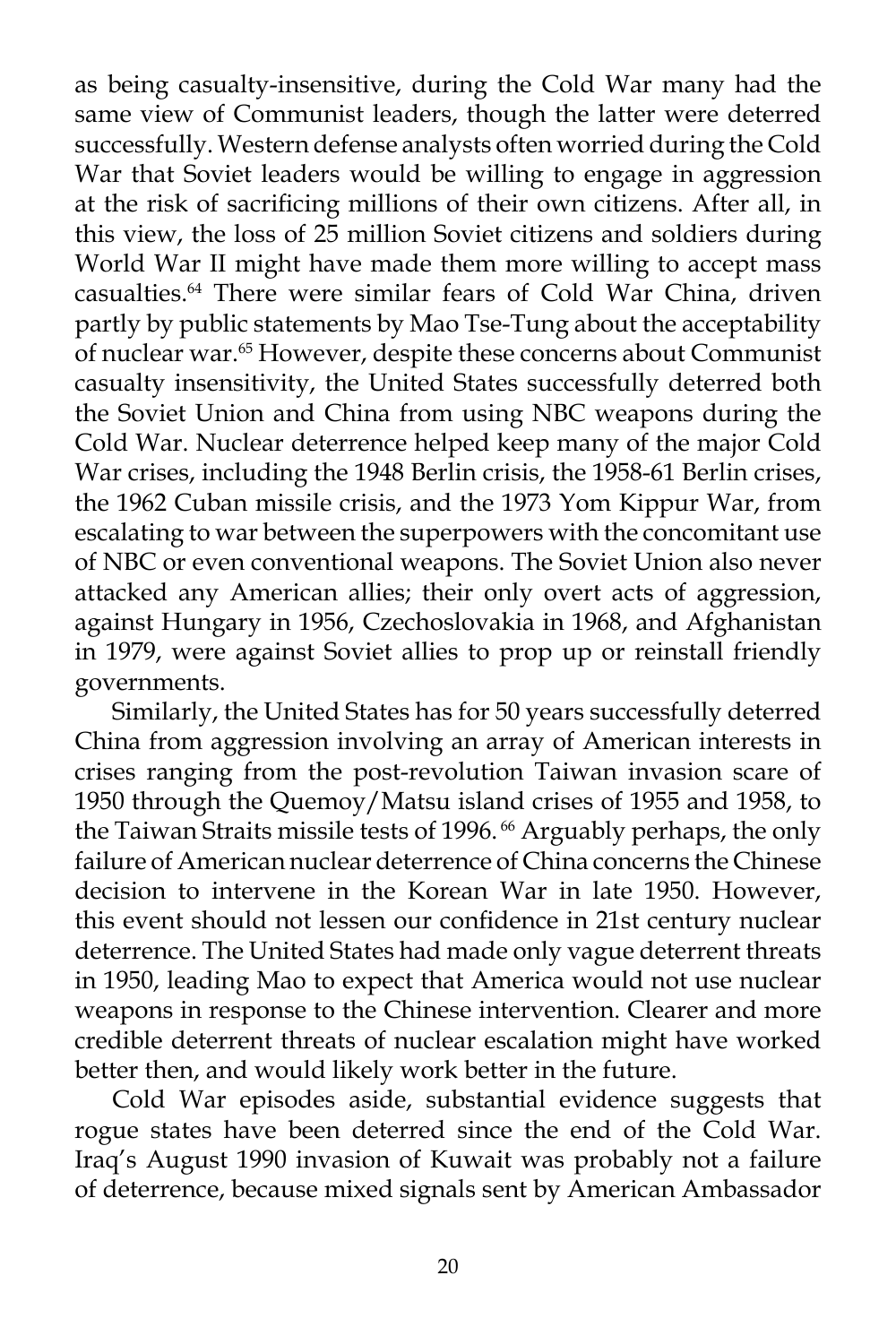as being casualty-insensitive, during the Cold War many had the same view of Communist leaders, though the latter were deterred successfully. Western defense analysts often worried during the Cold War that Soviet leaders would be willing to engage in aggression at the risk of sacrificing millions of their own citizens. After all, in this view, the loss of 25 million Soviet citizens and soldiers during World War II might have made them more willing to accept mass casualties.[64] There were similar fears of Cold War China, driven partly by public statements by Mao Tse-Tung about the acceptability of nuclear war.[65] However, despite these concerns about Communist casualty insensitivity, the United States successfully deterred both the Soviet Union and China from using NBC weapons during the Cold War. Nuclear deterrence helped keep many of the major Cold War crises, including the 1948 Berlin crisis, the 1958-61 Berlin crises, the 1962 Cuban missile crisis, and the 1973 Yom Kippur War, from escalating to war between the superpowers with the concomitant use of NBC or even conventional weapons. The Soviet Union also never attacked any American allies; their only overt acts of aggression, against Hungary in 1956, Czechoslovakia in 1968, and Afghanistan in 1979, were against Soviet allies to prop up or reinstall friendly governments.

Similarly, the United States has for 50 years successfully deterred China from aggression involving an array of American interests in crises ranging from the post-revolution Taiwan invasion scare of 1950 through the Quemoy/Matsu island crises of 1955 and 1958, to the Taiwan Straits missile tests of 1996.[66] Arguably perhaps, the only failure of American nuclear deterrence of China concerns the Chinese decision to intervene in the Korean War in late 1950. However, this event should not lessen our confidence in 21st century nuclear deterrence. The United States had made only vague deterrent threats in 1950, leading Mao to expect that America would not use nuclear weapons in response to the Chinese intervention. Clearer and more credible deterrent threats of nuclear escalation might have worked better then, and would likely work better in the future.

Cold War episodes aside, substantial evidence suggests that rogue states have been deterred since the end of the Cold War. Iraq's August 1990 invasion of Kuwait was probably not a failure of deterrence, because mixed signals sent by American Ambassador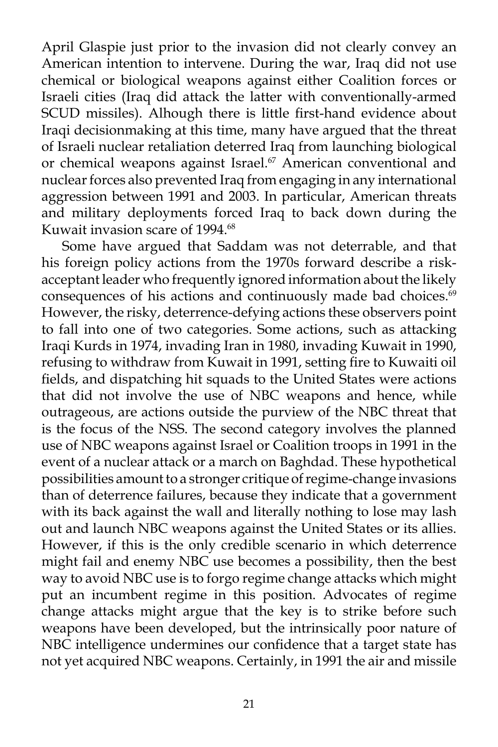April Glaspie just prior to the invasion did not clearly convey an American intention to intervene. During the war, Iraq did not use chemical or biological weapons against either Coalition forces or Israeli cities (Iraq did attack the latter with conventionally-armed SCUD missiles). Alhough there is little first-hand evidence about Iraqi decisionmaking at this time, many have argued that the threat of Israeli nuclear retaliation deterred Iraq from launching biological or chemical weapons against Israel.[67] American conventional and nuclear forces also prevented Iraq from engaging in any international aggression between 1991 and 2003. In particular, American threats and military deployments forced Iraq to back down during the Kuwait invasion scare of 1994.[68]

Some have argued that Saddam was not deterrable, and that his foreign policy actions from the 1970s forward describe a risk-acceptant leader who frequently ignored information about the likely consequences of his actions and continuously made bad choices.[69] However, the risky, deterrence-defying actions these observers point to fall into one of two categories. Some actions, such as attacking Iraqi Kurds in 1974, invading Iran in 1980, invading Kuwait in 1990, refusing to withdraw from Kuwait in 1991, setting fire to Kuwaiti oil fields, and dispatching hit squads to the United States were actions that did not involve the use of NBC weapons and hence, while outrageous, are actions outside the purview of the NBC threat that is the focus of the NSS. The second category involves the planned use of NBC weapons against Israel or Coalition troops in 1991 in the event of a nuclear attack or a march on Baghdad. These hypothetical possibilities amount to a stronger critique of regime-change invasions than of deterrence failures, because they indicate that a government with its back against the wall and literally nothing to lose may lash out and launch NBC weapons against the United States or its allies. However, if this is the only credible scenario in which deterrence might fail and enemy NBC use becomes a possibility, then the best way to avoid NBC use is to forgo regime change attacks which might put an incumbent regime in this position. Advocates of regime change attacks might argue that the key is to strike before such weapons have been developed, but the intrinsically poor nature of NBC intelligence undermines our confidence that a target state has not yet acquired NBC weapons. Certainly, in 1991 the air and missile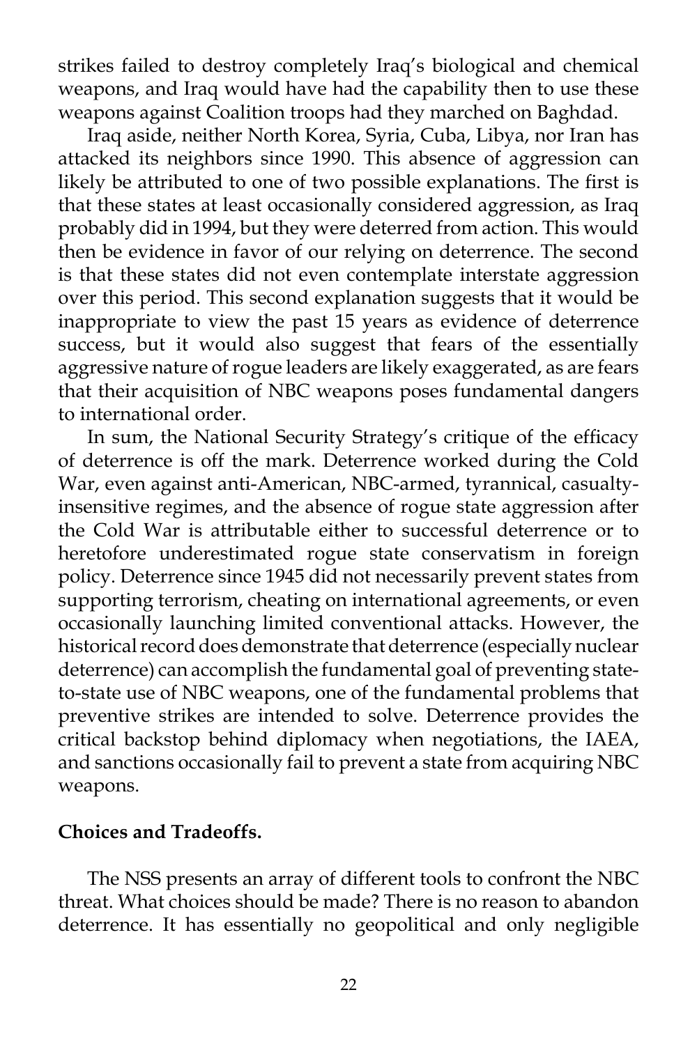strikes failed to destroy completely Iraq's biological and chemical weapons, and Iraq would have had the capability then to use these weapons against Coalition troops had they marched on Baghdad.

Iraq aside, neither North Korea, Syria, Cuba, Libya, nor Iran has attacked its neighbors since 1990. This absence of aggression can likely be attributed to one of two possible explanations. The first is that these states at least occasionally considered aggression, as Iraq probably did in 1994, but they were deterred from action. This would then be evidence in favor of our relying on deterrence. The second is that these states did not even contemplate interstate aggression over this period. This second explanation suggests that it would be inappropriate to view the past 15 years as evidence of deterrence success, but it would also suggest that fears of the essentially aggressive nature of rogue leaders are likely exaggerated, as are fears that their acquisition of NBC weapons poses fundamental dangers to international order.

In sum, the National Security Strategy's critique of the efficacy of deterrence is off the mark. Deterrence worked during the Cold War, even against anti-American, NBC-armed, tyrannical, casualty-insensitive regimes, and the absence of rogue state aggression after the Cold War is attributable either to successful deterrence or to heretofore underestimated rogue state conservatism in foreign policy. Deterrence since 1945 did not necessarily prevent states from supporting terrorism, cheating on international agreements, or even occasionally launching limited conventional attacks. However, the historical record does demonstrate that deterrence (especially nuclear deterrence) can accomplish the fundamental goal of preventing state-to-state use of NBC weapons, one of the fundamental problems that preventive strikes are intended to solve. Deterrence provides the critical backstop behind diplomacy when negotiations, the IAEA, and sanctions occasionally fail to prevent a state from acquiring NBC weapons.

**Choices and Tradeoffs.**

The NSS presents an array of different tools to confront the NBC threat. What choices should be made? There is no reason to abandon deterrence. It has essentially no geopolitical and only negligible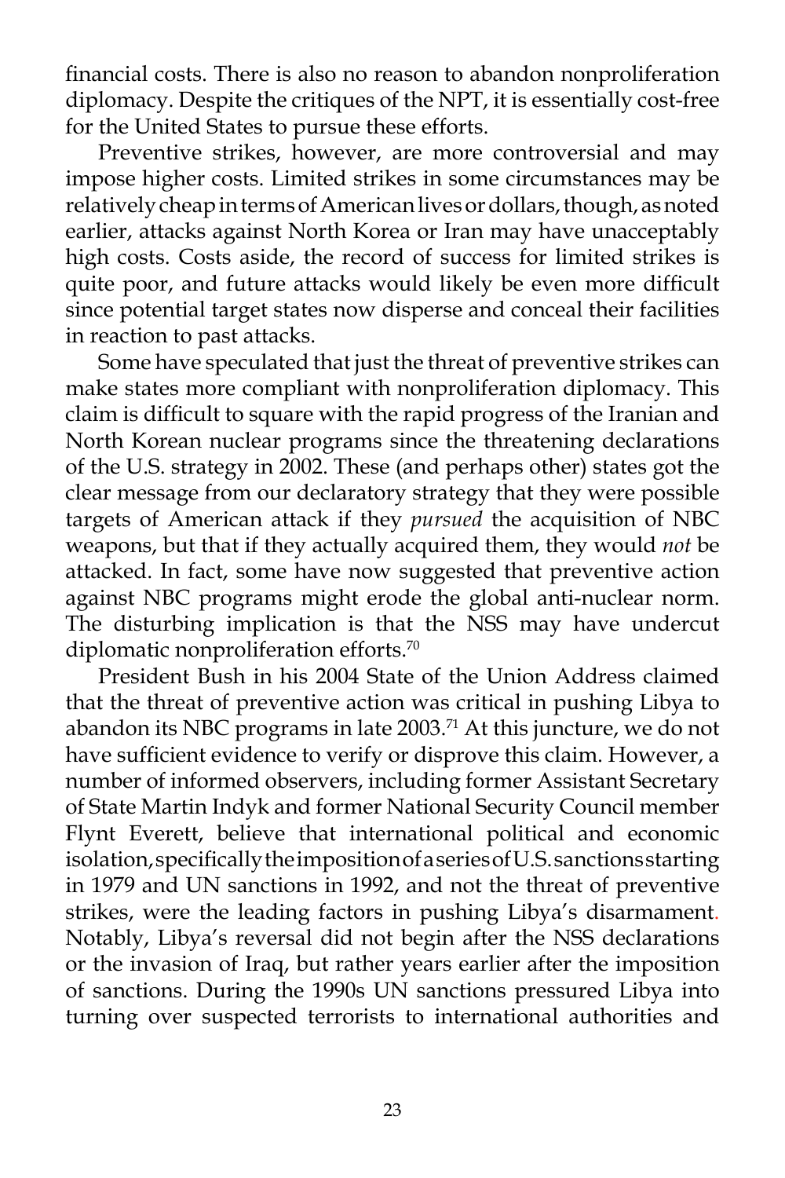financial costs. There is also no reason to abandon nonproliferation diplomacy. Despite the critiques of the NPT, it is essentially cost-free for the United States to pursue these efforts.

Preventive strikes, however, are more controversial and may impose higher costs. Limited strikes in some circumstances may be relatively cheap in terms of American lives or dollars, though, as noted earlier, attacks against North Korea or Iran may have unacceptably high costs. Costs aside, the record of success for limited strikes is quite poor, and future attacks would likely be even more difficult since potential target states now disperse and conceal their facilities in reaction to past attacks.

Some have speculated that just the threat of preventive strikes can make states more compliant with nonproliferation diplomacy. This claim is difficult to square with the rapid progress of the Iranian and North Korean nuclear programs since the threatening declarations of the U.S. strategy in 2002. These (and perhaps other) states got the clear message from our declaratory strategy that they were possible targets of American attack if they *pursued* the acquisition of NBC weapons, but that if they actually acquired them, they would *not* be attacked. In fact, some have now suggested that preventive action against NBC programs might erode the global anti-nuclear norm. The disturbing implication is that the NSS may have undercut diplomatic nonproliferation efforts.[70]

President Bush in his 2004 State of the Union Address claimed that the threat of preventive action was critical in pushing Libya to abandon its NBC programs in late 2003.[71] At this juncture, we do not have sufficient evidence to verify or disprove this claim. However, a number of informed observers, including former Assistant Secretary of State Martin Indyk and former National Security Council member Flynt Everett, believe that international political and economic isolation, specifically the imposition of a series of U.S. sanctions starting in 1979 and UN sanctions in 1992, and not the threat of preventive strikes, were the leading factors in pushing Libya's disarmament. Notably, Libya's reversal did not begin after the NSS declarations or the invasion of Iraq, but rather years earlier after the imposition of sanctions. During the 1990s UN sanctions pressured Libya into turning over suspected terrorists to international authorities and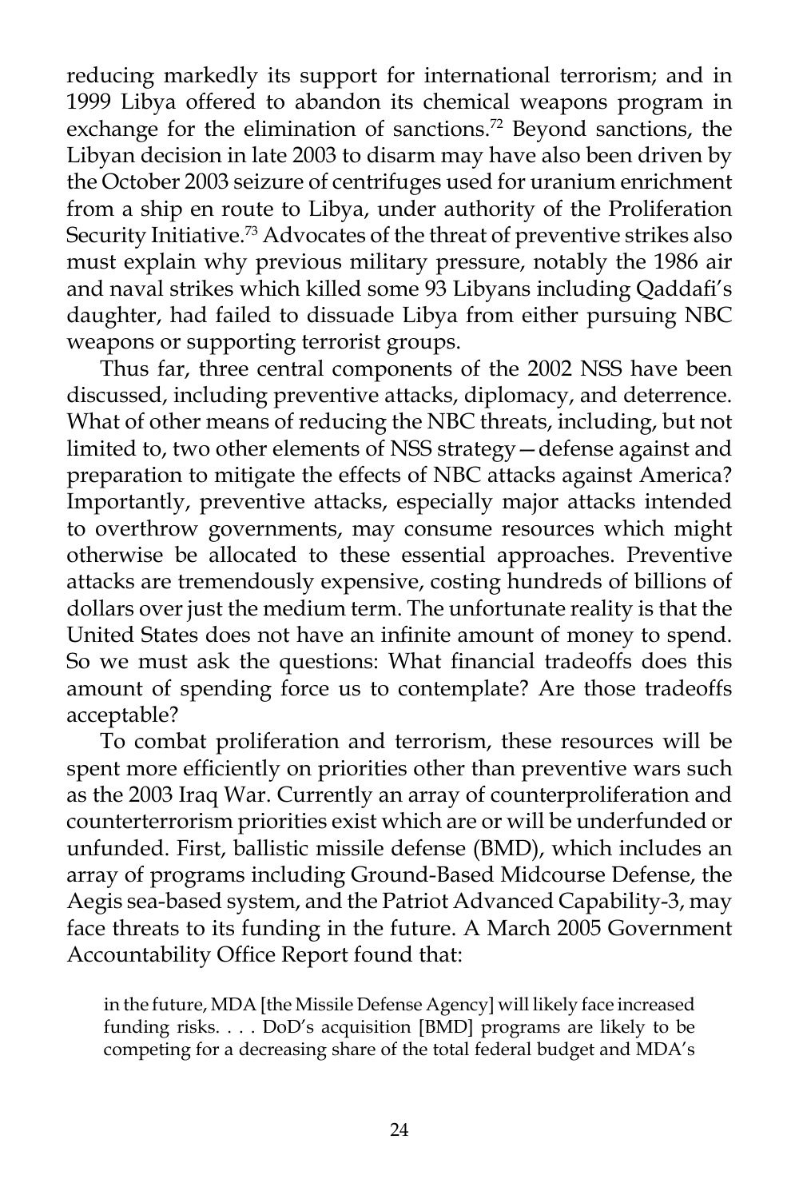reducing markedly its support for international terrorism; and in 1999 Libya offered to abandon its chemical weapons program in exchange for the elimination of sanctions.[72] Beyond sanctions, the Libyan decision in late 2003 to disarm may have also been driven by the October 2003 seizure of centrifuges used for uranium enrichment from a ship en route to Libya, under authority of the Proliferation Security Initiative.[73] Advocates of the threat of preventive strikes also must explain why previous military pressure, notably the 1986 air and naval strikes which killed some 93 Libyans including Qaddafi's daughter, had failed to dissuade Libya from either pursuing NBC weapons or supporting terrorist groups.

Thus far, three central components of the 2002 NSS have been discussed, including preventive attacks, diplomacy, and deterrence. What of other means of reducing the NBC threats, including, but not limited to, two other elements of NSS strategy—defense against and preparation to mitigate the effects of NBC attacks against America? Importantly, preventive attacks, especially major attacks intended to overthrow governments, may consume resources which might otherwise be allocated to these essential approaches. Preventive attacks are tremendously expensive, costing hundreds of billions of dollars over just the medium term. The unfortunate reality is that the United States does not have an infinite amount of money to spend. So we must ask the questions: What financial tradeoffs does this amount of spending force us to contemplate? Are those tradeoffs acceptable?

To combat proliferation and terrorism, these resources will be spent more efficiently on priorities other than preventive wars such as the 2003 Iraq War. Currently an array of counterproliferation and counterterrorism priorities exist which are or will be underfunded or unfunded. First, ballistic missile defense (BMD), which includes an array of programs including Ground-Based Midcourse Defense, the Aegis sea-based system, and the Patriot Advanced Capability-3, may face threats to its funding in the future. A March 2005 Government Accountability Office Report found that:

> in the future, MDA [the Missile Defense Agency] will likely face increased funding risks. . . . DoD's acquisition [BMD] programs are likely to be competing for a decreasing share of the total federal budget and MDA's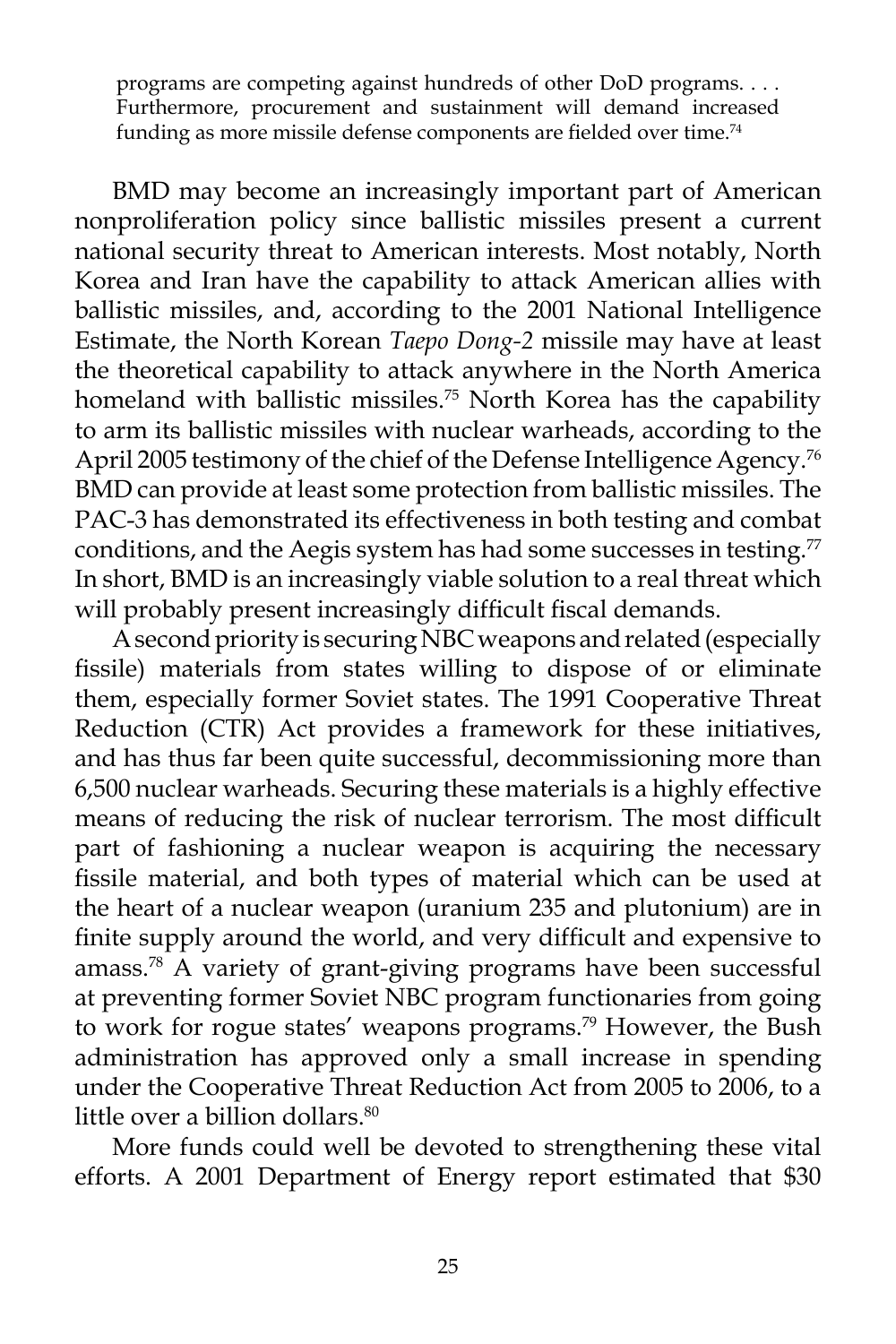> programs are competing against hundreds of other DoD programs. . . . Furthermore, procurement and sustainment will demand increased funding as more missile defense components are fielded over time.[74]

BMD may become an increasingly important part of American nonproliferation policy since ballistic missiles present a current national security threat to American interests. Most notably, North Korea and Iran have the capability to attack American allies with ballistic missiles, and, according to the 2001 National Intelligence Estimate, the North Korean *Taepo Dong-2* missile may have at least the theoretical capability to attack anywhere in the North America homeland with ballistic missiles.[75] North Korea has the capability to arm its ballistic missiles with nuclear warheads, according to the April 2005 testimony of the chief of the Defense Intelligence Agency.[76] BMD can provide at least some protection from ballistic missiles. The PAC-3 has demonstrated its effectiveness in both testing and combat conditions, and the Aegis system has had some successes in testing.[77] In short, BMD is an increasingly viable solution to a real threat which will probably present increasingly difficult fiscal demands.

A second priority is securing NBC weapons and related (especially fissile) materials from states willing to dispose of or eliminate them, especially former Soviet states. The 1991 Cooperative Threat Reduction (CTR) Act provides a framework for these initiatives, and has thus far been quite successful, decommissioning more than 6,500 nuclear warheads. Securing these materials is a highly effective means of reducing the risk of nuclear terrorism. The most difficult part of fashioning a nuclear weapon is acquiring the necessary fissile material, and both types of material which can be used at the heart of a nuclear weapon (uranium 235 and plutonium) are in finite supply around the world, and very difficult and expensive to amass.[78] A variety of grant-giving programs have been successful at preventing former Soviet NBC program functionaries from going to work for rogue states' weapons programs.[79] However, the Bush administration has approved only a small increase in spending under the Cooperative Threat Reduction Act from 2005 to 2006, to a little over a billion dollars.[80]

More funds could well be devoted to strengthening these vital efforts. A 2001 Department of Energy report estimated that $30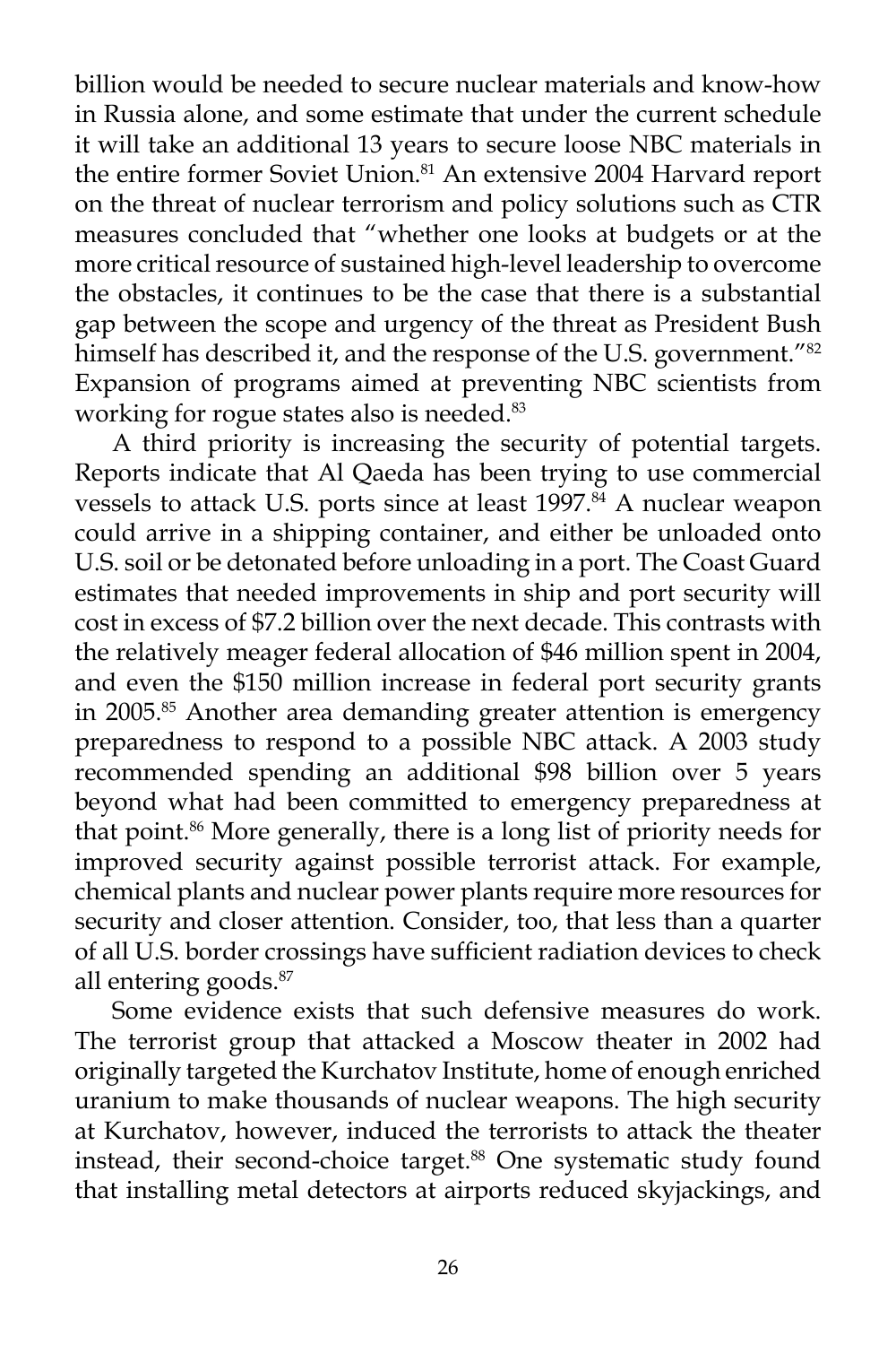billion would be needed to secure nuclear materials and know-how in Russia alone, and some estimate that under the current schedule it will take an additional 13 years to secure loose NBC materials in the entire former Soviet Union.[81] An extensive 2004 Harvard report on the threat of nuclear terrorism and policy solutions such as CTR measures concluded that "whether one looks at budgets or at the more critical resource of sustained high-level leadership to overcome the obstacles, it continues to be the case that there is a substantial gap between the scope and urgency of the threat as President Bush himself has described it, and the response of the U.S. government."[82] Expansion of programs aimed at preventing NBC scientists from working for rogue states also is needed.[83]

A third priority is increasing the security of potential targets. Reports indicate that Al Qaeda has been trying to use commercial vessels to attack U.S. ports since at least 1997.[84] A nuclear weapon could arrive in a shipping container, and either be unloaded onto U.S. soil or be detonated before unloading in a port. The Coast Guard estimates that needed improvements in ship and port security will cost in excess of $7.2 billion over the next decade. This contrasts with the relatively meager federal allocation of $46 million spent in 2004, and even the $150 million increase in federal port security grants in 2005.[85] Another area demanding greater attention is emergency preparedness to respond to a possible NBC attack. A 2003 study recommended spending an additional $98 billion over 5 years beyond what had been committed to emergency preparedness at that point.[86] More generally, there is a long list of priority needs for improved security against possible terrorist attack. For example, chemical plants and nuclear power plants require more resources for security and closer attention. Consider, too, that less than a quarter of all U.S. border crossings have sufficient radiation devices to check all entering goods.[87]

Some evidence exists that such defensive measures do work. The terrorist group that attacked a Moscow theater in 2002 had originally targeted the Kurchatov Institute, home of enough enriched uranium to make thousands of nuclear weapons. The high security at Kurchatov, however, induced the terrorists to attack the theater instead, their second-choice target.[88] One systematic study found that installing metal detectors at airports reduced skyjackings, and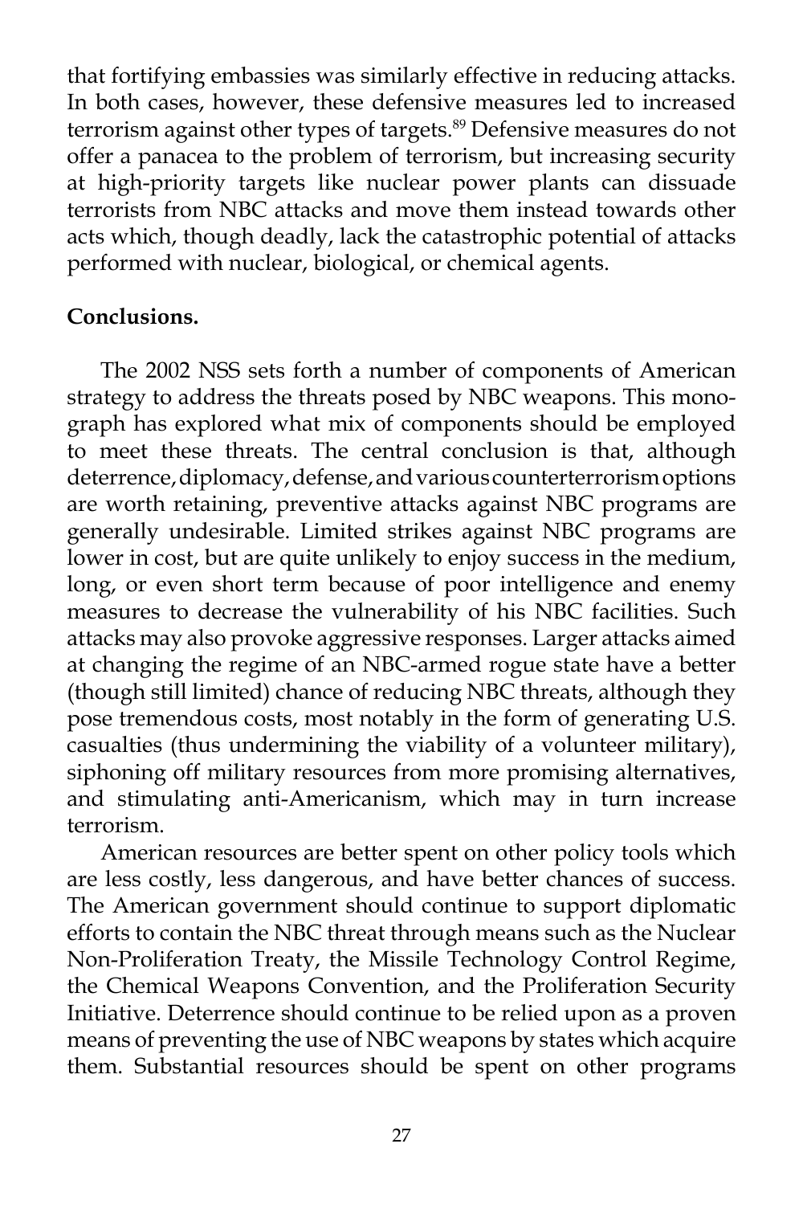that fortifying embassies was similarly effective in reducing attacks. In both cases, however, these defensive measures led to increased terrorism against other types of targets.[89] Defensive measures do not offer a panacea to the problem of terrorism, but increasing security at high-priority targets like nuclear power plants can dissuade terrorists from NBC attacks and move them instead towards other acts which, though deadly, lack the catastrophic potential of attacks performed with nuclear, biological, or chemical agents.

**Conclusions.**

The 2002 NSS sets forth a number of components of American strategy to address the threats posed by NBC weapons. This monograph has explored what mix of components should be employed to meet these threats. The central conclusion is that, although deterrence, diplomacy, defense, and various counterterrorism options are worth retaining, preventive attacks against NBC programs are generally undesirable. Limited strikes against NBC programs are lower in cost, but are quite unlikely to enjoy success in the medium, long, or even short term because of poor intelligence and enemy measures to decrease the vulnerability of his NBC facilities. Such attacks may also provoke aggressive responses. Larger attacks aimed at changing the regime of an NBC-armed rogue state have a better (though still limited) chance of reducing NBC threats, although they pose tremendous costs, most notably in the form of generating U.S. casualties (thus undermining the viability of a volunteer military), siphoning off military resources from more promising alternatives, and stimulating anti-Americanism, which may in turn increase terrorism.

American resources are better spent on other policy tools which are less costly, less dangerous, and have better chances of success. The American government should continue to support diplomatic efforts to contain the NBC threat through means such as the Nuclear Non-Proliferation Treaty, the Missile Technology Control Regime, the Chemical Weapons Convention, and the Proliferation Security Initiative. Deterrence should continue to be relied upon as a proven means of preventing the use of NBC weapons by states which acquire them. Substantial resources should be spent on other programs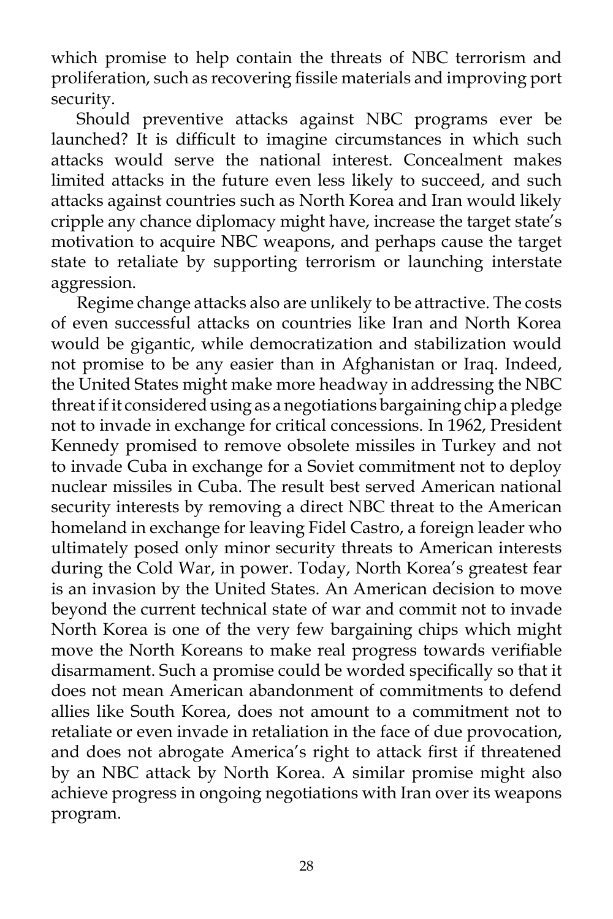which promise to help contain the threats of NBC terrorism and proliferation, such as recovering fissile materials and improving port security.

Should preventive attacks against NBC programs ever be launched? It is difficult to imagine circumstances in which such attacks would serve the national interest. Concealment makes limited attacks in the future even less likely to succeed, and such attacks against countries such as North Korea and Iran would likely cripple any chance diplomacy might have, increase the target state's motivation to acquire NBC weapons, and perhaps cause the target state to retaliate by supporting terrorism or launching interstate aggression.

Regime change attacks also are unlikely to be attractive. The costs of even successful attacks on countries like Iran and North Korea would be gigantic, while democratization and stabilization would not promise to be any easier than in Afghanistan or Iraq. Indeed, the United States might make more headway in addressing the NBC threat if it considered using as a negotiations bargaining chip a pledge not to invade in exchange for critical concessions. In 1962, President Kennedy promised to remove obsolete missiles in Turkey and not to invade Cuba in exchange for a Soviet commitment not to deploy nuclear missiles in Cuba. The result best served American national security interests by removing a direct NBC threat to the American homeland in exchange for leaving Fidel Castro, a foreign leader who ultimately posed only minor security threats to American interests during the Cold War, in power. Today, North Korea's greatest fear is an invasion by the United States. An American decision to move beyond the current technical state of war and commit not to invade North Korea is one of the very few bargaining chips which might move the North Koreans to make real progress towards verifiable disarmament. Such a promise could be worded specifically so that it does not mean American abandonment of commitments to defend allies like South Korea, does not amount to a commitment not to retaliate or even invade in retaliation in the face of due provocation, and does not abrogate America's right to attack first if threatened by an NBC attack by North Korea. A similar promise might also achieve progress in ongoing negotiations with Iran over its weapons program.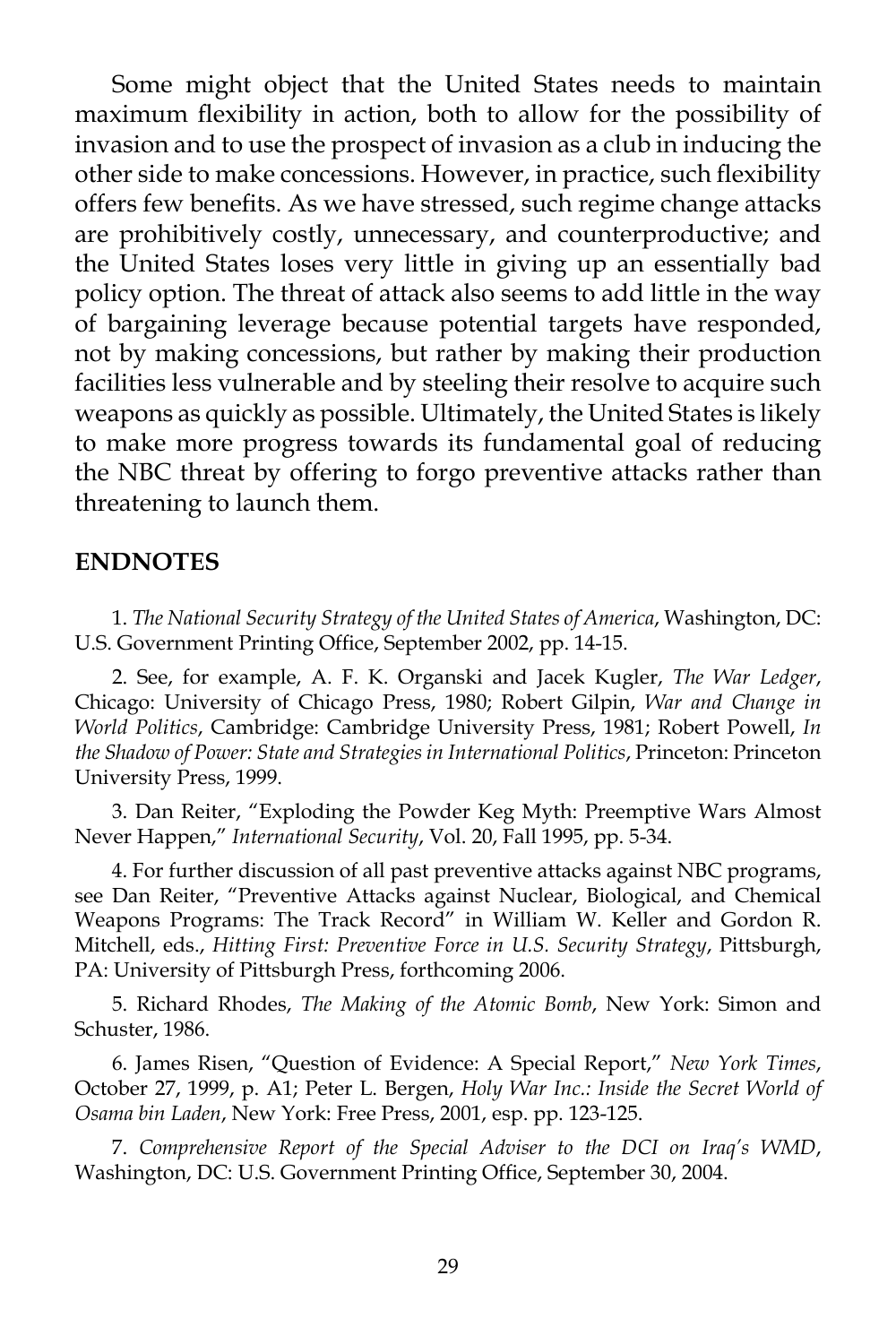Some might object that the United States needs to maintain maximum flexibility in action, both to allow for the possibility of invasion and to use the prospect of invasion as a club in inducing the other side to make concessions. However, in practice, such flexibility offers few benefits. As we have stressed, such regime change attacks are prohibitively costly, unnecessary, and counterproductive; and the United States loses very little in giving up an essentially bad policy option. The threat of attack also seems to add little in the way of bargaining leverage because potential targets have responded, not by making concessions, but rather by making their production facilities less vulnerable and by steeling their resolve to acquire such weapons as quickly as possible. Ultimately, the United States is likely to make more progress towards its fundamental goal of reducing the NBC threat by offering to forgo preventive attacks rather than threatening to launch them.

## ENDNOTES

1. *The National Security Strategy of the United States of America*, Washington, DC: U.S. Government Printing Office, September 2002, pp. 14-15.

2. See, for example, A. F. K. Organski and Jacek Kugler, *The War Ledger*, Chicago: University of Chicago Press, 1980; Robert Gilpin, *War and Change in World Politics*, Cambridge: Cambridge University Press, 1981; Robert Powell, *In the Shadow of Power: State and Strategies in International Politics*, Princeton: Princeton University Press, 1999.

3. Dan Reiter, "Exploding the Powder Keg Myth: Preemptive Wars Almost Never Happen," *International Security*, Vol. 20, Fall 1995, pp. 5-34.

4. For further discussion of all past preventive attacks against NBC programs, see Dan Reiter, "Preventive Attacks against Nuclear, Biological, and Chemical Weapons Programs: The Track Record" in William W. Keller and Gordon R. Mitchell, eds., *Hitting First: Preventive Force in U.S. Security Strategy*, Pittsburgh, PA: University of Pittsburgh Press, forthcoming 2006.

5. Richard Rhodes, *The Making of the Atomic Bomb*, New York: Simon and Schuster, 1986.

6. James Risen, "Question of Evidence: A Special Report," *New York Times*, October 27, 1999, p. A1; Peter L. Bergen, *Holy War Inc.: Inside the Secret World of Osama bin Laden*, New York: Free Press, 2001, esp. pp. 123-125.

7. *Comprehensive Report of the Special Adviser to the DCI on Iraq's WMD*, Washington, DC: U.S. Government Printing Office, September 30, 2004.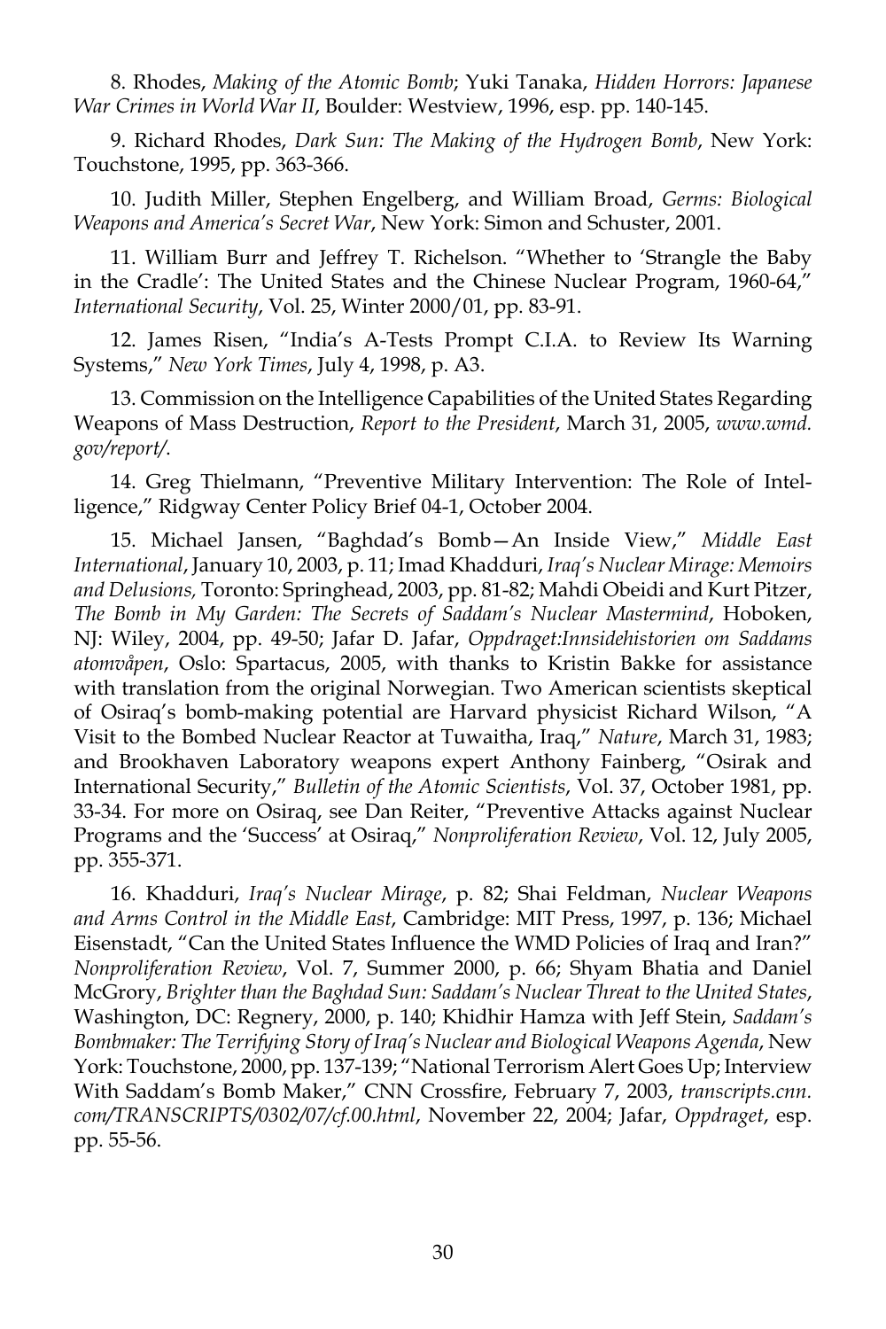8. Rhodes, *Making of the Atomic Bomb*; Yuki Tanaka, *Hidden Horrors: Japanese War Crimes in World War II*, Boulder: Westview, 1996, esp. pp. 140-145.

9. Richard Rhodes, *Dark Sun: The Making of the Hydrogen Bomb*, New York: Touchstone, 1995, pp. 363-366.

10. Judith Miller, Stephen Engelberg, and William Broad, *Germs: Biological Weapons and America's Secret War*, New York: Simon and Schuster, 2001.

11. William Burr and Jeffrey T. Richelson. "Whether to 'Strangle the Baby in the Cradle': The United States and the Chinese Nuclear Program, 1960-64," *International Security*, Vol. 25, Winter 2000/01, pp. 83-91.

12. James Risen, "India's A-Tests Prompt C.I.A. to Review Its Warning Systems," *New York Times*, July 4, 1998, p. A3.

13. Commission on the Intelligence Capabilities of the United States Regarding Weapons of Mass Destruction, *Report to the President*, March 31, 2005, *www.wmd.gov/report/*.

14. Greg Thielmann, "Preventive Military Intervention: The Role of Intelligence," Ridgway Center Policy Brief 04-1, October 2004.

15. Michael Jansen, "Baghdad's Bomb—An Inside View," *Middle East International*, January 10, 2003, p. 11; Imad Khadduri, *Iraq's Nuclear Mirage: Memoirs and Delusions,* Toronto: Springhead, 2003, pp. 81-82; Mahdi Obeidi and Kurt Pitzer, *The Bomb in My Garden: The Secrets of Saddam's Nuclear Mastermind*, Hoboken, NJ: Wiley, 2004, pp. 49-50; Jafar D. Jafar, *Oppdraget:Innsidehistorien om Saddams atomvåpen*, Oslo: Spartacus, 2005, with thanks to Kristin Bakke for assistance with translation from the original Norwegian. Two American scientists skeptical of Osiraq's bomb-making potential are Harvard physicist Richard Wilson, "A Visit to the Bombed Nuclear Reactor at Tuwaitha, Iraq," *Nature*, March 31, 1983; and Brookhaven Laboratory weapons expert Anthony Fainberg, "Osirak and International Security," *Bulletin of the Atomic Scientists*, Vol. 37, October 1981, pp. 33-34. For more on Osiraq, see Dan Reiter, "Preventive Attacks against Nuclear Programs and the 'Success' at Osiraq," *Nonproliferation Review*, Vol. 12, July 2005, pp. 355-371.

16. Khadduri, *Iraq's Nuclear Mirage*, p. 82; Shai Feldman, *Nuclear Weapons and Arms Control in the Middle East*, Cambridge: MIT Press, 1997, p. 136; Michael Eisenstadt, "Can the United States Influence the WMD Policies of Iraq and Iran?" *Nonproliferation Review*, Vol. 7, Summer 2000, p. 66; Shyam Bhatia and Daniel McGrory, *Brighter than the Baghdad Sun: Saddam's Nuclear Threat to the United States*, Washington, DC: Regnery, 2000, p. 140; Khidhir Hamza with Jeff Stein, *Saddam's Bombmaker: The Terrifying Story of Iraq's Nuclear and Biological Weapons Agenda*, New York: Touchstone, 2000, pp. 137-139; "National Terrorism Alert Goes Up; Interview With Saddam's Bomb Maker," CNN Crossfire, February 7, 2003, *transcripts.cnn.com/TRANSCRIPTS/0302/07/cf.00.html*, November 22, 2004; Jafar, *Oppdraget*, esp. pp. 55-56.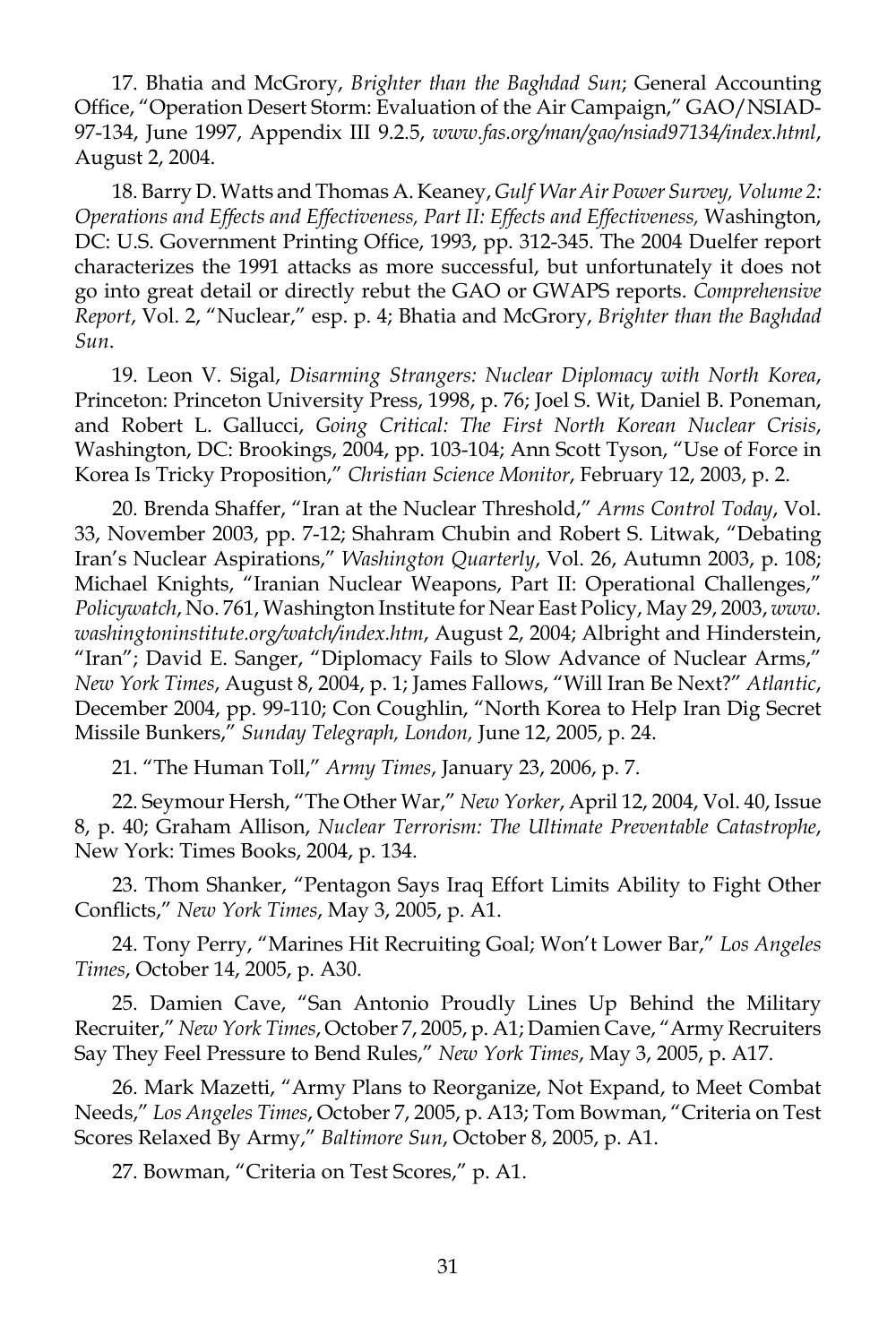17. Bhatia and McGrory, *Brighter than the Baghdad Sun*; General Accounting Office, "Operation Desert Storm: Evaluation of the Air Campaign," GAO/NSIAD-97-134, June 1997, Appendix III 9.2.5, *www.fas.org/man/gao/nsiad97134/index.html*, August 2, 2004.

18. Barry D. Watts and Thomas A. Keaney, *Gulf War Air Power Survey, Volume 2: Operations and Effects and Effectiveness, Part II: Effects and Effectiveness,* Washington, DC: U.S. Government Printing Office, 1993, pp. 312-345. The 2004 Duelfer report characterizes the 1991 attacks as more successful, but unfortunately it does not go into great detail or directly rebut the GAO or GWAPS reports. *Comprehensive Report*, Vol. 2, "Nuclear," esp. p. 4; Bhatia and McGrory, *Brighter than the Baghdad Sun*.

19. Leon V. Sigal, *Disarming Strangers: Nuclear Diplomacy with North Korea*, Princeton: Princeton University Press, 1998, p. 76; Joel S. Wit, Daniel B. Poneman, and Robert L. Gallucci, *Going Critical: The First North Korean Nuclear Crisis*, Washington, DC: Brookings, 2004, pp. 103-104; Ann Scott Tyson, "Use of Force in Korea Is Tricky Proposition," *Christian Science Monitor*, February 12, 2003, p. 2.

20. Brenda Shaffer, "Iran at the Nuclear Threshold," *Arms Control Today*, Vol. 33, November 2003, pp. 7-12; Shahram Chubin and Robert S. Litwak, "Debating Iran's Nuclear Aspirations," *Washington Quarterly*, Vol. 26, Autumn 2003, p. 108; Michael Knights, "Iranian Nuclear Weapons, Part II: Operational Challenges," *Policywatch*, No. 761, Washington Institute for Near East Policy, May 29, 2003, *www.washingtoninstitute.org/watch/index.htm*, August 2, 2004; Albright and Hinderstein, "Iran"; David E. Sanger, "Diplomacy Fails to Slow Advance of Nuclear Arms," *New York Times*, August 8, 2004, p. 1; James Fallows, "Will Iran Be Next?" *Atlantic*, December 2004, pp. 99-110; Con Coughlin, "North Korea to Help Iran Dig Secret Missile Bunkers," *Sunday Telegraph, London,* June 12, 2005, p. 24.

21. "The Human Toll," *Army Times*, January 23, 2006, p. 7.

22. Seymour Hersh, "The Other War," *New Yorker*, April 12, 2004, Vol. 40, Issue 8, p. 40; Graham Allison, *Nuclear Terrorism: The Ultimate Preventable Catastrophe*, New York: Times Books, 2004, p. 134.

23. Thom Shanker, "Pentagon Says Iraq Effort Limits Ability to Fight Other Conflicts," *New York Times*, May 3, 2005, p. A1.

24. Tony Perry, "Marines Hit Recruiting Goal; Won't Lower Bar," *Los Angeles Times*, October 14, 2005, p. A30.

25. Damien Cave, "San Antonio Proudly Lines Up Behind the Military Recruiter," *New York Times*, October 7, 2005, p. A1; Damien Cave, "Army Recruiters Say They Feel Pressure to Bend Rules," *New York Times*, May 3, 2005, p. A17.

26. Mark Mazetti, "Army Plans to Reorganize, Not Expand, to Meet Combat Needs," *Los Angeles Times*, October 7, 2005, p. A13; Tom Bowman, "Criteria on Test Scores Relaxed By Army," *Baltimore Sun*, October 8, 2005, p. A1.

27. Bowman, "Criteria on Test Scores," p. A1.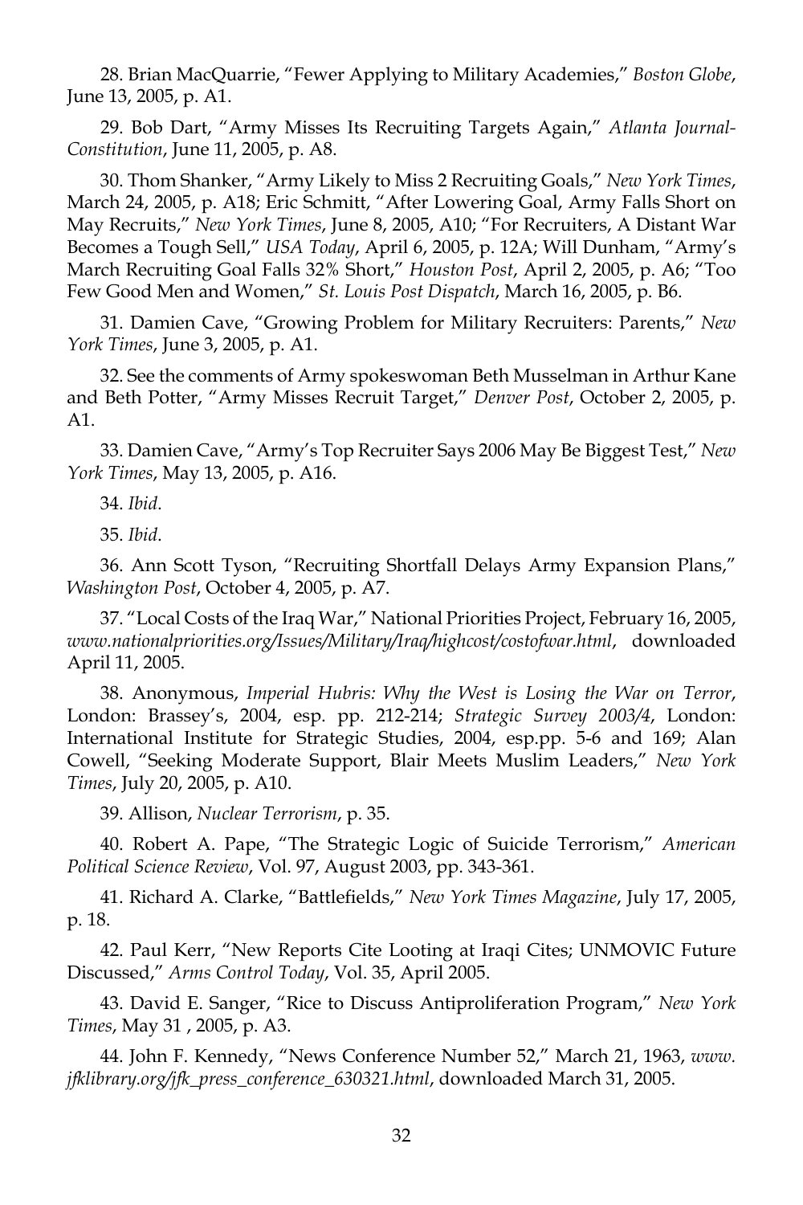28. Brian MacQuarrie, "Fewer Applying to Military Academies," *Boston Globe*, June 13, 2005, p. A1.

29. Bob Dart, "Army Misses Its Recruiting Targets Again," *Atlanta Journal-Constitution*, June 11, 2005, p. A8.

30. Thom Shanker, "Army Likely to Miss 2 Recruiting Goals," *New York Times*, March 24, 2005, p. A18; Eric Schmitt, "After Lowering Goal, Army Falls Short on May Recruits," *New York Times*, June 8, 2005, A10; "For Recruiters, A Distant War Becomes a Tough Sell," *USA Today*, April 6, 2005, p. 12A; Will Dunham, "Army's March Recruiting Goal Falls 32% Short," *Houston Post*, April 2, 2005, p. A6; "Too Few Good Men and Women," *St. Louis Post Dispatch*, March 16, 2005, p. B6.

31. Damien Cave, "Growing Problem for Military Recruiters: Parents," *New York Times*, June 3, 2005, p. A1.

32. See the comments of Army spokeswoman Beth Musselman in Arthur Kane and Beth Potter, "Army Misses Recruit Target," *Denver Post*, October 2, 2005, p. A1.

33. Damien Cave, "Army's Top Recruiter Says 2006 May Be Biggest Test," *New York Times*, May 13, 2005, p. A16.

34. *Ibid*.

35. *Ibid*.

36. Ann Scott Tyson, "Recruiting Shortfall Delays Army Expansion Plans," *Washington Post*, October 4, 2005, p. A7.

37. "Local Costs of the Iraq War," National Priorities Project, February 16, 2005, *www.nationalpriorities.org/Issues/Military/Iraq/highcost/costofwar.html*, downloaded April 11, 2005.

38. Anonymous, *Imperial Hubris: Why the West is Losing the War on Terror*, London: Brassey's, 2004, esp. pp. 212-214; *Strategic Survey 2003/4*, London: International Institute for Strategic Studies, 2004, esp.pp. 5-6 and 169; Alan Cowell, "Seeking Moderate Support, Blair Meets Muslim Leaders," *New York Times*, July 20, 2005, p. A10.

39. Allison, *Nuclear Terrorism*, p. 35.

40. Robert A. Pape, "The Strategic Logic of Suicide Terrorism," *American Political Science Review*, Vol. 97, August 2003, pp. 343-361.

41. Richard A. Clarke, "Battlefields," *New York Times Magazine*, July 17, 2005, p. 18.

42. Paul Kerr, "New Reports Cite Looting at Iraqi Cites; UNMOVIC Future Discussed," *Arms Control Today*, Vol. 35, April 2005.

43. David E. Sanger, "Rice to Discuss Antiproliferation Program," *New York Times*, May 31 , 2005, p. A3.

44. John F. Kennedy, "News Conference Number 52," March 21, 1963, *www.jfklibrary.org/jfk_press_conference_630321.html*, downloaded March 31, 2005.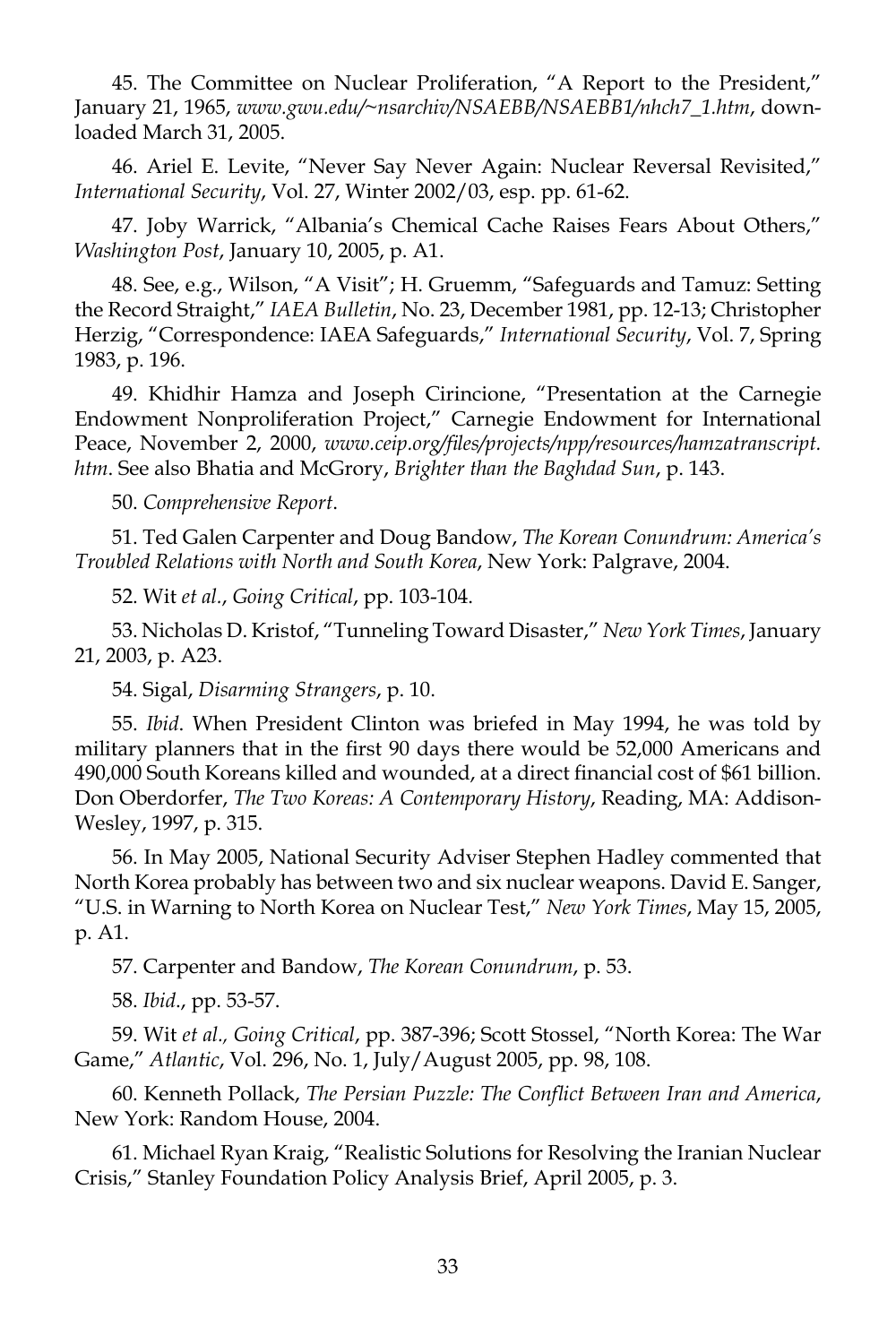45. The Committee on Nuclear Proliferation, "A Report to the President," January 21, 1965, *www.gwu.edu/~nsarchiv/NSAEBB/NSAEBB1/nhch7_1.htm*, downloaded March 31, 2005.

46. Ariel E. Levite, "Never Say Never Again: Nuclear Reversal Revisited," *International Security*, Vol. 27, Winter 2002/03, esp. pp. 61-62.

47. Joby Warrick, "Albania's Chemical Cache Raises Fears About Others," *Washington Post*, January 10, 2005, p. A1.

48. See, e.g., Wilson, "A Visit"; H. Gruemm, "Safeguards and Tamuz: Setting the Record Straight," *IAEA Bulletin*, No. 23, December 1981, pp. 12-13; Christopher Herzig, "Correspondence: IAEA Safeguards," *International Security*, Vol. 7, Spring 1983, p. 196.

49. Khidhir Hamza and Joseph Cirincione, "Presentation at the Carnegie Endowment Nonproliferation Project," Carnegie Endowment for International Peace, November 2, 2000, *www.ceip.org/files/projects/npp/resources/hamzatranscript.htm*. See also Bhatia and McGrory, *Brighter than the Baghdad Sun*, p. 143.

50. *Comprehensive Report*.

51. Ted Galen Carpenter and Doug Bandow, *The Korean Conundrum: America's Troubled Relations with North and South Korea*, New York: Palgrave, 2004.

52. Wit *et al.*, *Going Critical*, pp. 103-104.

53. Nicholas D. Kristof, "Tunneling Toward Disaster," *New York Times*, January 21, 2003, p. A23.

54. Sigal, *Disarming Strangers*, p. 10.

55. *Ibid*. When President Clinton was briefed in May 1994, he was told by military planners that in the first 90 days there would be 52,000 Americans and 490,000 South Koreans killed and wounded, at a direct financial cost of $61 billion. Don Oberdorfer, *The Two Koreas: A Contemporary History*, Reading, MA: Addison-Wesley, 1997, p. 315.

56. In May 2005, National Security Adviser Stephen Hadley commented that North Korea probably has between two and six nuclear weapons. David E. Sanger, "U.S. in Warning to North Korea on Nuclear Test," *New York Times*, May 15, 2005, p. A1.

57. Carpenter and Bandow, *The Korean Conundrum*, p. 53.

58. *Ibid*., pp. 53-57.

59. Wit *et al., Going Critical*, pp. 387-396; Scott Stossel, "North Korea: The War Game," *Atlantic*, Vol. 296, No. 1, July/August 2005, pp. 98, 108.

60. Kenneth Pollack, *The Persian Puzzle: The Conflict Between Iran and America*, New York: Random House, 2004.

61. Michael Ryan Kraig, "Realistic Solutions for Resolving the Iranian Nuclear Crisis," Stanley Foundation Policy Analysis Brief, April 2005, p. 3.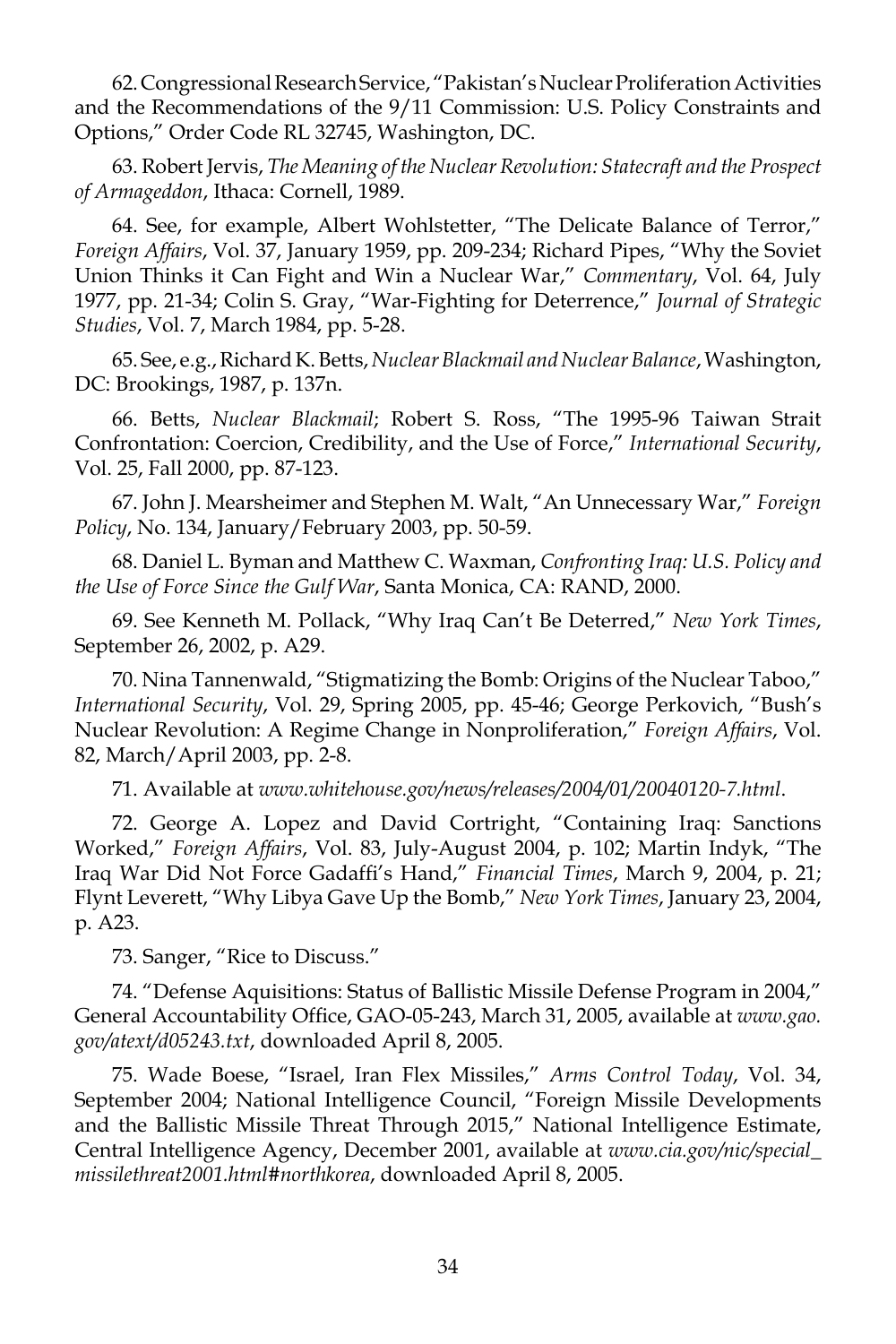62. Congressional Research Service, "Pakistan's Nuclear Proliferation Activities and the Recommendations of the 9/11 Commission: U.S. Policy Constraints and Options," Order Code RL 32745, Washington, DC.

63. Robert Jervis, *The Meaning of the Nuclear Revolution: Statecraft and the Prospect of Armageddon*, Ithaca: Cornell, 1989.

64. See, for example, Albert Wohlstetter, "The Delicate Balance of Terror," *Foreign Affairs*, Vol. 37, January 1959, pp. 209-234; Richard Pipes, "Why the Soviet Union Thinks it Can Fight and Win a Nuclear War," *Commentary*, Vol. 64, July 1977, pp. 21-34; Colin S. Gray, "War-Fighting for Deterrence," *Journal of Strategic Studies*, Vol. 7, March 1984, pp. 5-28.

65. See, e.g., Richard K. Betts, *Nuclear Blackmail and Nuclear Balance*, Washington, DC: Brookings, 1987, p. 137n.

66. Betts, *Nuclear Blackmail*; Robert S. Ross, "The 1995-96 Taiwan Strait Confrontation: Coercion, Credibility, and the Use of Force," *International Security*, Vol. 25, Fall 2000, pp. 87-123.

67. John J. Mearsheimer and Stephen M. Walt, "An Unnecessary War," *Foreign Policy*, No. 134, January/February 2003, pp. 50-59.

68. Daniel L. Byman and Matthew C. Waxman, *Confronting Iraq: U.S. Policy and the Use of Force Since the Gulf War*, Santa Monica, CA: RAND, 2000.

69. See Kenneth M. Pollack, "Why Iraq Can't Be Deterred," *New York Times*, September 26, 2002, p. A29.

70. Nina Tannenwald, "Stigmatizing the Bomb: Origins of the Nuclear Taboo," *International Security*, Vol. 29, Spring 2005, pp. 45-46; George Perkovich, "Bush's Nuclear Revolution: A Regime Change in Nonproliferation," *Foreign Affairs*, Vol. 82, March/April 2003, pp. 2-8.

71. Available at *www.whitehouse.gov/news/releases/2004/01/20040120-7.html*.

72. George A. Lopez and David Cortright, "Containing Iraq: Sanctions Worked," *Foreign Affairs*, Vol. 83, July-August 2004, p. 102; Martin Indyk, "The Iraq War Did Not Force Gadaffi's Hand," *Financial Times*, March 9, 2004, p. 21; Flynt Leverett, "Why Libya Gave Up the Bomb," *New York Times*, January 23, 2004, p. A23.

73. Sanger, "Rice to Discuss."

74. "Defense Aquisitions: Status of Ballistic Missile Defense Program in 2004," General Accountability Office, GAO-05-243, March 31, 2005, available at *www.gao.gov/atext/d05243.txt*, downloaded April 8, 2005.

75. Wade Boese, "Israel, Iran Flex Missiles," *Arms Control Today*, Vol. 34, September 2004; National Intelligence Council, "Foreign Missile Developments and the Ballistic Missile Threat Through 2015," National Intelligence Estimate, Central Intelligence Agency, December 2001, available at *www.cia.gov/nic/special_missilethreat2001.html#northkorea*, downloaded April 8, 2005.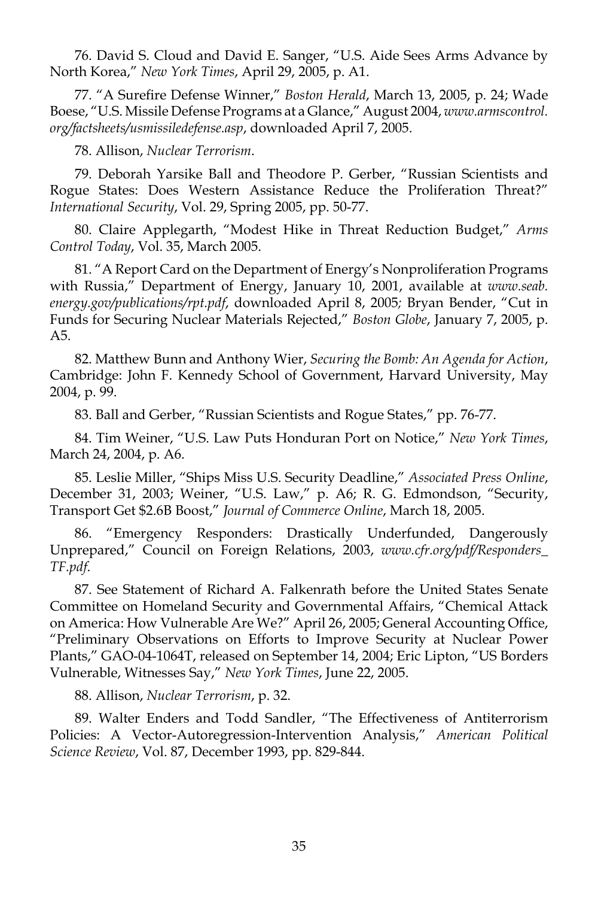76. David S. Cloud and David E. Sanger, "U.S. Aide Sees Arms Advance by North Korea," *New York Times*, April 29, 2005, p. A1.

77. "A Surefire Defense Winner," *Boston Herald*, March 13, 2005, p. 24; Wade Boese, "U.S. Missile Defense Programs at a Glance," August 2004, *www.armscontrol.org/factsheets/usmissiledefense.asp*, downloaded April 7, 2005.

78. Allison, *Nuclear Terrorism*.

79. Deborah Yarsike Ball and Theodore P. Gerber, "Russian Scientists and Rogue States: Does Western Assistance Reduce the Proliferation Threat?" *International Security*, Vol. 29, Spring 2005, pp. 50-77.

80. Claire Applegarth, "Modest Hike in Threat Reduction Budget," *Arms Control Today*, Vol. 35, March 2005.

81. "A Report Card on the Department of Energy's Nonproliferation Programs with Russia," Department of Energy, January 10, 2001, available at *www.seab.energy.gov/publications/rpt.pdf*, downloaded April 8, 2005; Bryan Bender, "Cut in Funds for Securing Nuclear Materials Rejected," *Boston Globe*, January 7, 2005, p. A5.

82. Matthew Bunn and Anthony Wier, *Securing the Bomb: An Agenda for Action*, Cambridge: John F. Kennedy School of Government, Harvard University, May 2004, p. 99.

83. Ball and Gerber, "Russian Scientists and Rogue States," pp. 76-77.

84. Tim Weiner, "U.S. Law Puts Honduran Port on Notice," *New York Times*, March 24, 2004, p. A6.

85. Leslie Miller, "Ships Miss U.S. Security Deadline," *Associated Press Online*, December 31, 2003; Weiner, "U.S. Law," p. A6; R. G. Edmondson, "Security, Transport Get $2.6B Boost," *Journal of Commerce Online*, March 18, 2005.

86. "Emergency Responders: Drastically Underfunded, Dangerously Unprepared," Council on Foreign Relations, 2003, *www.cfr.org/pdf/Responders_TF.pdf*.

87. See Statement of Richard A. Falkenrath before the United States Senate Committee on Homeland Security and Governmental Affairs, "Chemical Attack on America: How Vulnerable Are We?" April 26, 2005; General Accounting Office, "Preliminary Observations on Efforts to Improve Security at Nuclear Power Plants," GAO-04-1064T, released on September 14, 2004; Eric Lipton, "US Borders Vulnerable, Witnesses Say," *New York Times*, June 22, 2005.

88. Allison, *Nuclear Terrorism*, p. 32.

89. Walter Enders and Todd Sandler, "The Effectiveness of Antiterrorism Policies: A Vector-Autoregression-Intervention Analysis," *American Political Science Review*, Vol. 87, December 1993, pp. 829-844.